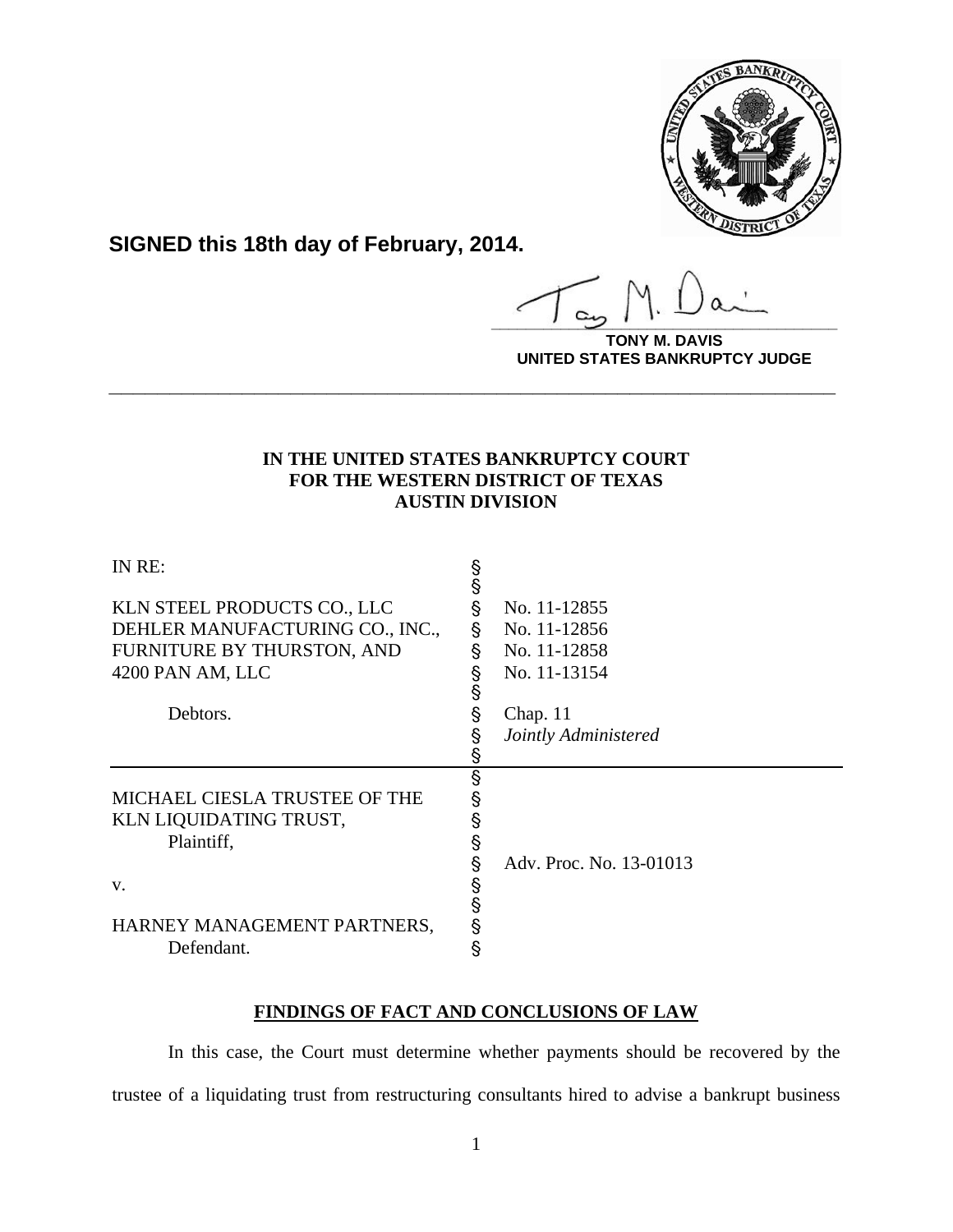**SIGNED this 18th day of February, 2014.**

**TONY M. DAVIS**
**UNITED STATES BANKRUPTCY JUDGE**

---

**IN THE UNITED STATES BANKRUPTCY COURT**
**FOR THE WESTERN DISTRICT OF TEXAS**
**AUSTIN DIVISION**

| | | |
|---|---|---|
| IN RE: | § | |
| | § | |
| KLN STEEL PRODUCTS CO., LLC | § | No. 11-12855 |
| DEHLER MANUFACTURING CO., INC., | § | No. 11-12856 |
| FURNITURE BY THURSTON, AND | § | No. 11-12858 |
| 4200 PAN AM, LLC | § | No. 11-13154 |
| | § | |
| Debtors. | § | Chap. 11 |
| | § | *Jointly Administered* |
| | § | |
| | § | |
| MICHAEL CIESLA TRUSTEE OF THE | § | |
| KLN LIQUIDATING TRUST, | § | |
| Plaintiff, | § | |
| | § | Adv. Proc. No. 13-01013 |
| v. | § | |
| | § | |
| HARNEY MANAGEMENT PARTNERS, | § | |
| Defendant. | § | |

**FINDINGS OF FACT AND CONCLUSIONS OF LAW**

In this case, the Court must determine whether payments should be recovered by the trustee of a liquidating trust from restructuring consultants hired to advise a bankrupt business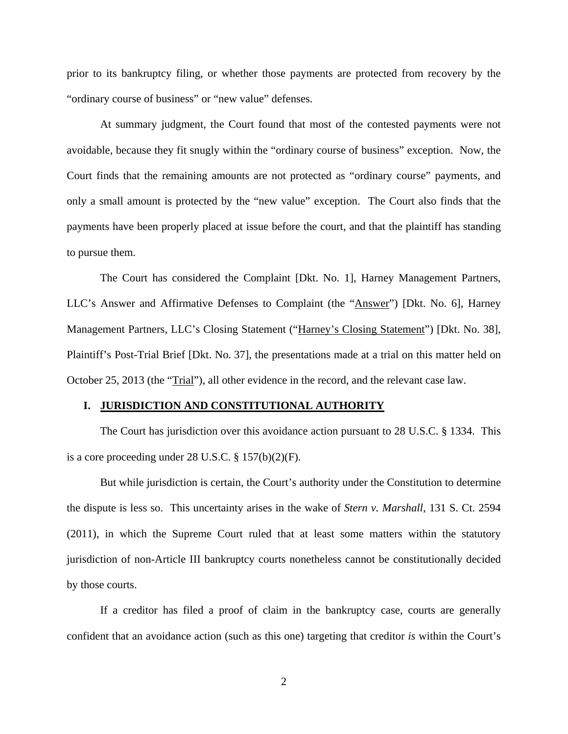prior to its bankruptcy filing, or whether those payments are protected from recovery by the "ordinary course of business" or "new value" defenses.

At summary judgment, the Court found that most of the contested payments were not avoidable, because they fit snugly within the "ordinary course of business" exception. Now, the Court finds that the remaining amounts are not protected as "ordinary course" payments, and only a small amount is protected by the "new value" exception. The Court also finds that the payments have been properly placed at issue before the court, and that the plaintiff has standing to pursue them.

The Court has considered the Complaint [Dkt. No. 1], Harney Management Partners, LLC's Answer and Affirmative Defenses to Complaint (the "Answer") [Dkt. No. 6], Harney Management Partners, LLC's Closing Statement ("Harney's Closing Statement") [Dkt. No. 38], Plaintiff's Post-Trial Brief [Dkt. No. 37], the presentations made at a trial on this matter held on October 25, 2013 (the "Trial"), all other evidence in the record, and the relevant case law.

## I. JURISDICTION AND CONSTITUTIONAL AUTHORITY

The Court has jurisdiction over this avoidance action pursuant to 28 U.S.C. § 1334. This is a core proceeding under 28 U.S.C. § 157(b)(2)(F).

But while jurisdiction is certain, the Court's authority under the Constitution to determine the dispute is less so. This uncertainty arises in the wake of *Stern v. Marshall*, 131 S. Ct. 2594 (2011), in which the Supreme Court ruled that at least some matters within the statutory jurisdiction of non-Article III bankruptcy courts nonetheless cannot be constitutionally decided by those courts.

If a creditor has filed a proof of claim in the bankruptcy case, courts are generally confident that an avoidance action (such as this one) targeting that creditor *is* within the Court's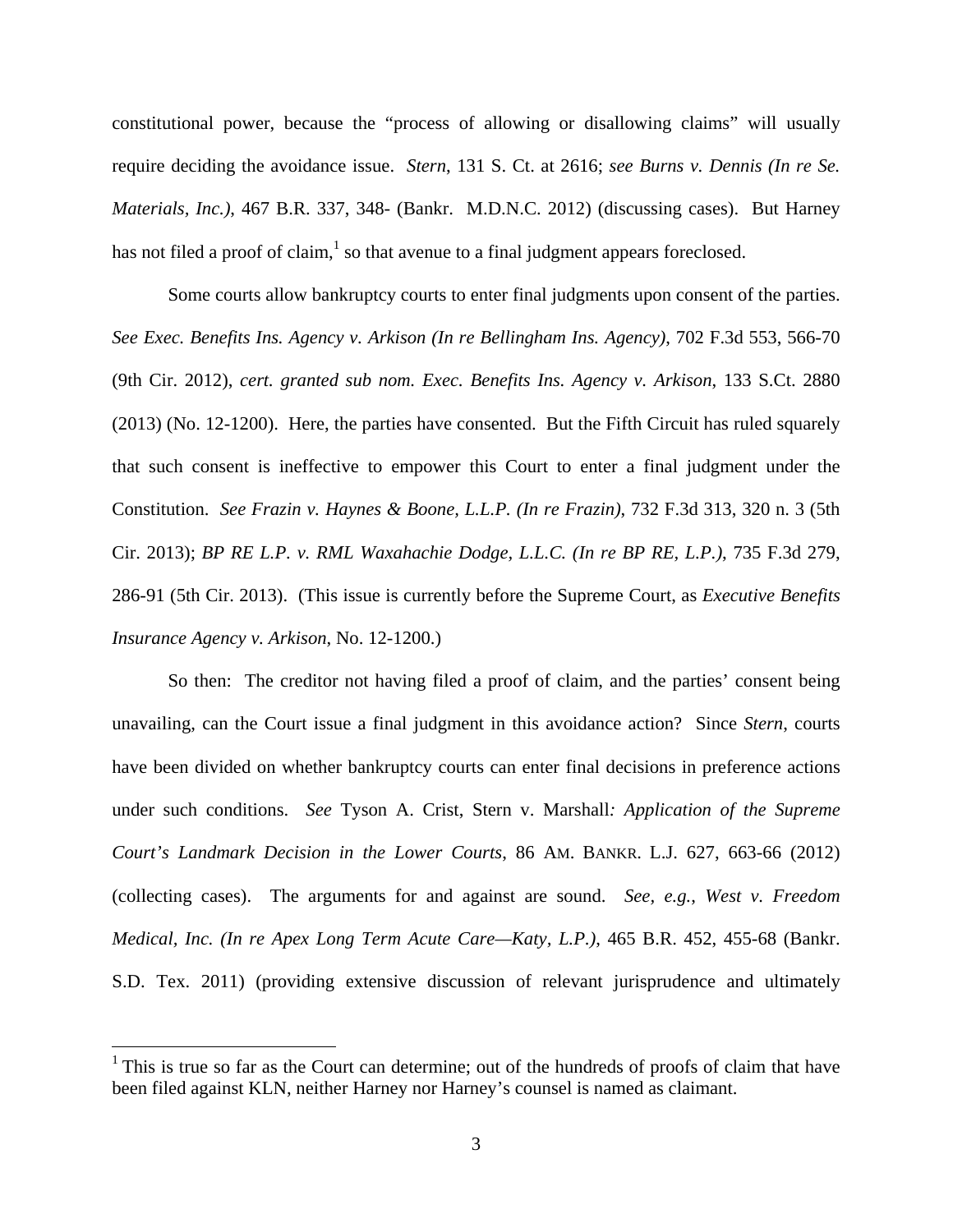constitutional power, because the "process of allowing or disallowing claims" will usually require deciding the avoidance issue. *Stern*, 131 S. Ct. at 2616; *see Burns v. Dennis (In re Se. Materials, Inc.)*, 467 B.R. 337, 348- (Bankr. M.D.N.C. 2012) (discussing cases). But Harney has not filed a proof of claim,[1] so that avenue to a final judgment appears foreclosed.

Some courts allow bankruptcy courts to enter final judgments upon consent of the parties. *See Exec. Benefits Ins. Agency v. Arkison (In re Bellingham Ins. Agency)*, 702 F.3d 553, 566-70 (9th Cir. 2012), *cert. granted sub nom. Exec. Benefits Ins. Agency v. Arkison*, 133 S.Ct. 2880 (2013) (No. 12-1200). Here, the parties have consented. But the Fifth Circuit has ruled squarely that such consent is ineffective to empower this Court to enter a final judgment under the Constitution. *See Frazin v. Haynes & Boone, L.L.P. (In re Frazin)*, 732 F.3d 313, 320 n. 3 (5th Cir. 2013); *BP RE L.P. v. RML Waxahachie Dodge, L.L.C. (In re BP RE, L.P.)*, 735 F.3d 279, 286-91 (5th Cir. 2013). (This issue is currently before the Supreme Court, as *Executive Benefits Insurance Agency v. Arkison*, No. 12-1200.)

So then: The creditor not having filed a proof of claim, and the parties' consent being unavailing, can the Court issue a final judgment in this avoidance action? Since *Stern*, courts have been divided on whether bankruptcy courts can enter final decisions in preference actions under such conditions. *See* Tyson A. Crist, Stern v. Marshall*: Application of the Supreme Court's Landmark Decision in the Lower Courts*, 86 AM. BANKR. L.J. 627, 663-66 (2012) (collecting cases). The arguments for and against are sound. *See, e.g.*, *West v. Freedom Medical, Inc. (In re Apex Long Term Acute Care—Katy, L.P.)*, 465 B.R. 452, 455-68 (Bankr. S.D. Tex. 2011) (providing extensive discussion of relevant jurisprudence and ultimately

[1] This is true so far as the Court can determine; out of the hundreds of proofs of claim that have been filed against KLN, neither Harney nor Harney's counsel is named as claimant.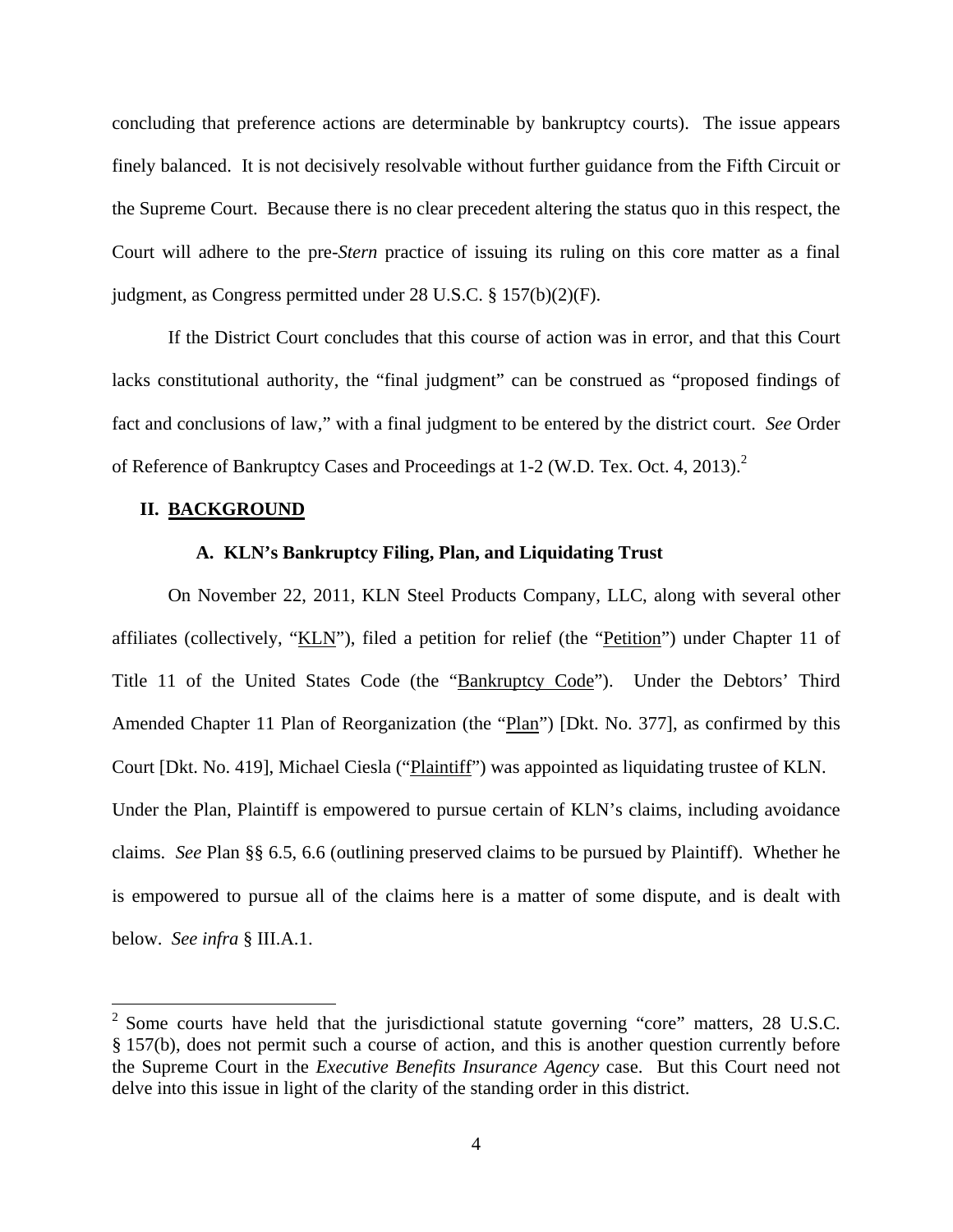concluding that preference actions are determinable by bankruptcy courts). The issue appears finely balanced. It is not decisively resolvable without further guidance from the Fifth Circuit or the Supreme Court. Because there is no clear precedent altering the status quo in this respect, the Court will adhere to the pre-*Stern* practice of issuing its ruling on this core matter as a final judgment, as Congress permitted under 28 U.S.C. § 157(b)(2)(F).

If the District Court concludes that this course of action was in error, and that this Court lacks constitutional authority, the "final judgment" can be construed as "proposed findings of fact and conclusions of law," with a final judgment to be entered by the district court. *See* Order of Reference of Bankruptcy Cases and Proceedings at 1-2 (W.D. Tex. Oct. 4, 2013).[2]

## II. BACKGROUND

### A. KLN's Bankruptcy Filing, Plan, and Liquidating Trust

On November 22, 2011, KLN Steel Products Company, LLC, along with several other affiliates (collectively, "KLN"), filed a petition for relief (the "Petition") under Chapter 11 of Title 11 of the United States Code (the "Bankruptcy Code"). Under the Debtors' Third Amended Chapter 11 Plan of Reorganization (the "Plan") [Dkt. No. 377], as confirmed by this Court [Dkt. No. 419], Michael Ciesla ("Plaintiff") was appointed as liquidating trustee of KLN. Under the Plan, Plaintiff is empowered to pursue certain of KLN's claims, including avoidance claims. *See* Plan §§ 6.5, 6.6 (outlining preserved claims to be pursued by Plaintiff). Whether he is empowered to pursue all of the claims here is a matter of some dispute, and is dealt with below. *See infra* § III.A.1.

[2] Some courts have held that the jurisdictional statute governing "core" matters, 28 U.S.C. § 157(b), does not permit such a course of action, and this is another question currently before the Supreme Court in the *Executive Benefits Insurance Agency* case. But this Court need not delve into this issue in light of the clarity of the standing order in this district.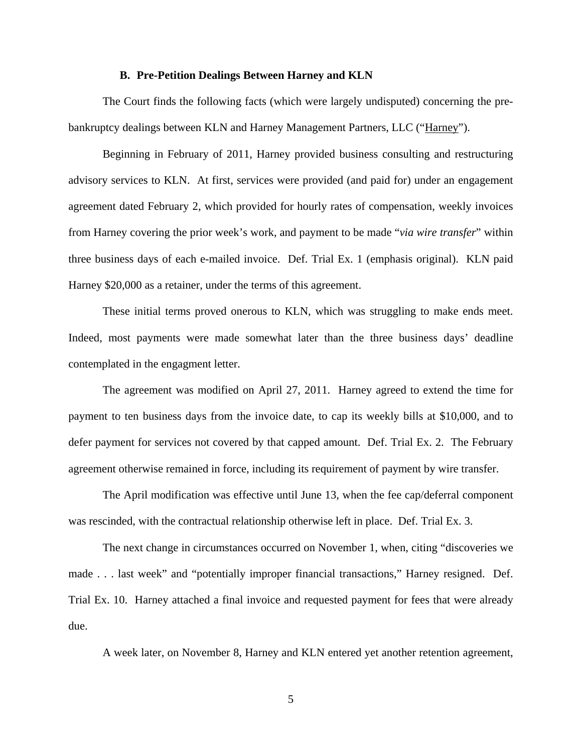### B. Pre-Petition Dealings Between Harney and KLN

The Court finds the following facts (which were largely undisputed) concerning the pre-bankruptcy dealings between KLN and Harney Management Partners, LLC ("Harney").

Beginning in February of 2011, Harney provided business consulting and restructuring advisory services to KLN. At first, services were provided (and paid for) under an engagement agreement dated February 2, which provided for hourly rates of compensation, weekly invoices from Harney covering the prior week's work, and payment to be made "*via wire transfer*" within three business days of each e-mailed invoice. Def. Trial Ex. 1 (emphasis original). KLN paid Harney $20,000 as a retainer, under the terms of this agreement.

These initial terms proved onerous to KLN, which was struggling to make ends meet. Indeed, most payments were made somewhat later than the three business days' deadline contemplated in the engagment letter.

The agreement was modified on April 27, 2011. Harney agreed to extend the time for payment to ten business days from the invoice date, to cap its weekly bills at $10,000, and to defer payment for services not covered by that capped amount. Def. Trial Ex. 2. The February agreement otherwise remained in force, including its requirement of payment by wire transfer.

The April modification was effective until June 13, when the fee cap/deferral component was rescinded, with the contractual relationship otherwise left in place. Def. Trial Ex. 3.

The next change in circumstances occurred on November 1, when, citing "discoveries we made . . . last week" and "potentially improper financial transactions," Harney resigned. Def. Trial Ex. 10. Harney attached a final invoice and requested payment for fees that were already due.

A week later, on November 8, Harney and KLN entered yet another retention agreement,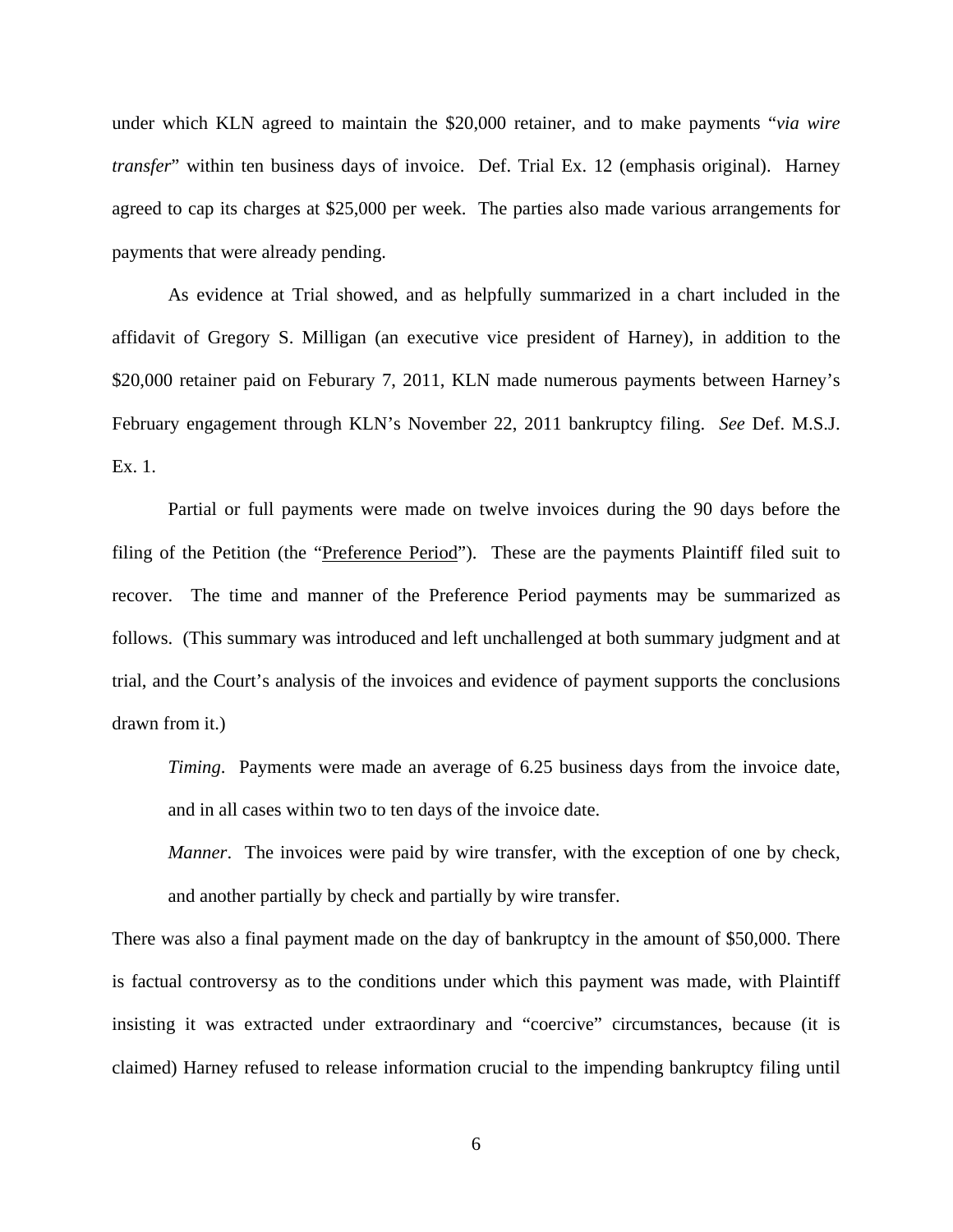under which KLN agreed to maintain the $20,000 retainer, and to make payments "*via wire transfer*" within ten business days of invoice. Def. Trial Ex. 12 (emphasis original). Harney agreed to cap its charges at $25,000 per week. The parties also made various arrangements for payments that were already pending.

As evidence at Trial showed, and as helpfully summarized in a chart included in the affidavit of Gregory S. Milligan (an executive vice president of Harney), in addition to the $20,000 retainer paid on Feburary 7, 2011, KLN made numerous payments between Harney's February engagement through KLN's November 22, 2011 bankruptcy filing. *See* Def. M.S.J. Ex. 1.

Partial or full payments were made on twelve invoices during the 90 days before the filing of the Petition (the "Preference Period"). These are the payments Plaintiff filed suit to recover. The time and manner of the Preference Period payments may be summarized as follows. (This summary was introduced and left unchallenged at both summary judgment and at trial, and the Court's analysis of the invoices and evidence of payment supports the conclusions drawn from it.)

> *Timing*. Payments were made an average of 6.25 business days from the invoice date, and in all cases within two to ten days of the invoice date.
>
> *Manner*. The invoices were paid by wire transfer, with the exception of one by check, and another partially by check and partially by wire transfer.

There was also a final payment made on the day of bankruptcy in the amount of $50,000. There is factual controversy as to the conditions under which this payment was made, with Plaintiff insisting it was extracted under extraordinary and "coercive" circumstances, because (it is claimed) Harney refused to release information crucial to the impending bankruptcy filing until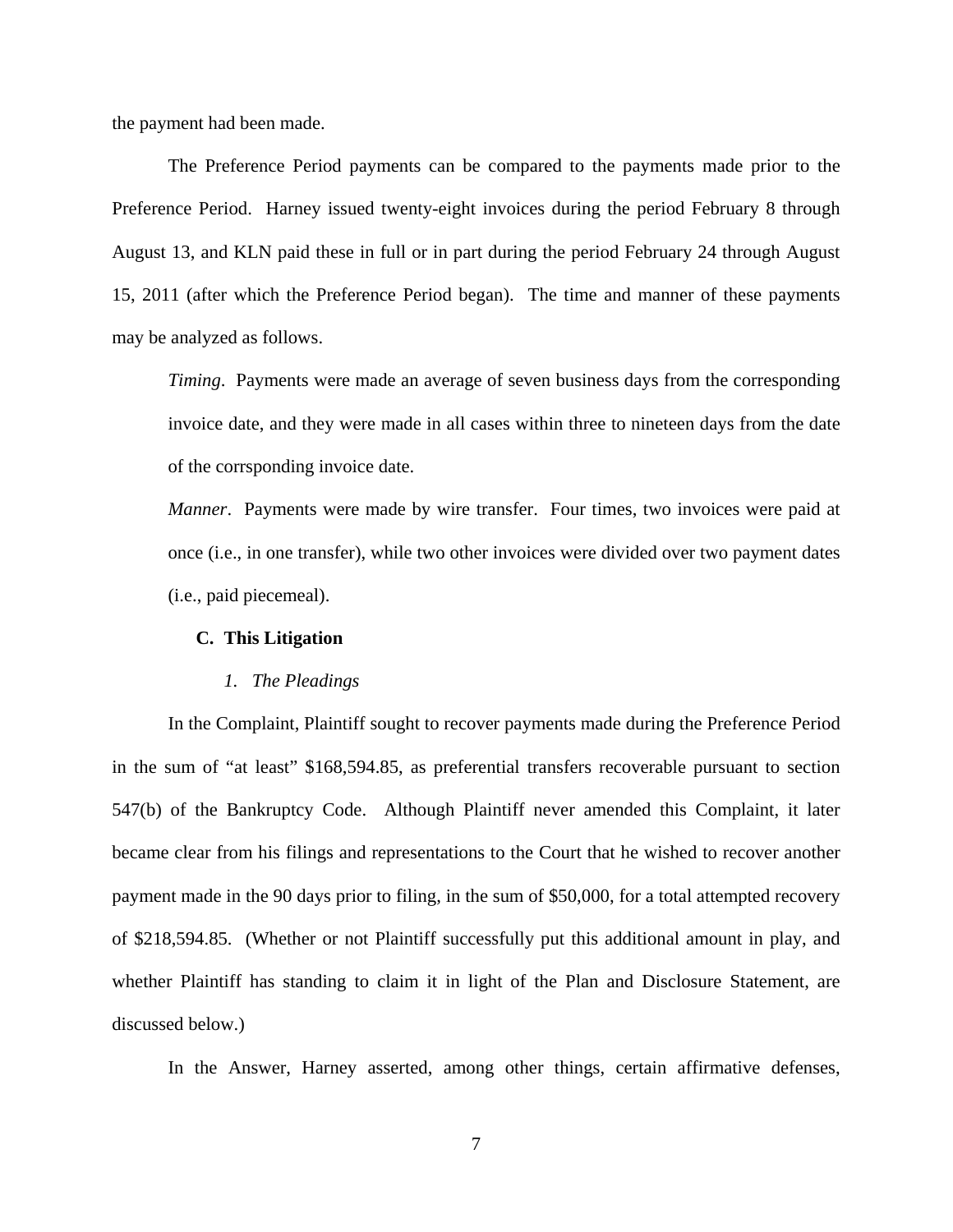the payment had been made.

The Preference Period payments can be compared to the payments made prior to the Preference Period. Harney issued twenty-eight invoices during the period February 8 through August 13, and KLN paid these in full or in part during the period February 24 through August 15, 2011 (after which the Preference Period began). The time and manner of these payments may be analyzed as follows.

> *Timing*. Payments were made an average of seven business days from the corresponding invoice date, and they were made in all cases within three to nineteen days from the date of the corrsponding invoice date.
>
> *Manner*. Payments were made by wire transfer. Four times, two invoices were paid at once (i.e., in one transfer), while two other invoices were divided over two payment dates (i.e., paid piecemeal).

### C. This Litigation

#### *1. The Pleadings*

In the Complaint, Plaintiff sought to recover payments made during the Preference Period in the sum of "at least" $168,594.85, as preferential transfers recoverable pursuant to section 547(b) of the Bankruptcy Code. Although Plaintiff never amended this Complaint, it later became clear from his filings and representations to the Court that he wished to recover another payment made in the 90 days prior to filing, in the sum of $50,000, for a total attempted recovery of $218,594.85. (Whether or not Plaintiff successfully put this additional amount in play, and whether Plaintiff has standing to claim it in light of the Plan and Disclosure Statement, are discussed below.)

In the Answer, Harney asserted, among other things, certain affirmative defenses,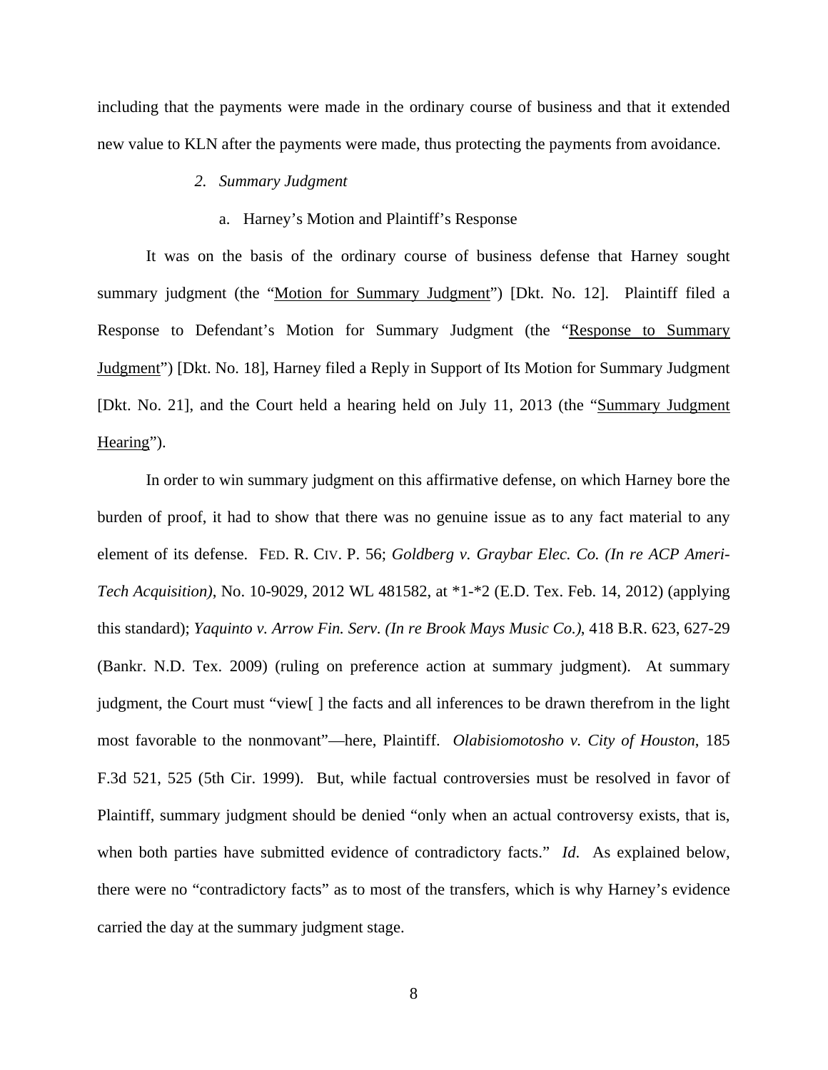including that the payments were made in the ordinary course of business and that it extended new value to KLN after the payments were made, thus protecting the payments from avoidance.

### *2. Summary Judgment*

#### a. Harney's Motion and Plaintiff's Response

It was on the basis of the ordinary course of business defense that Harney sought summary judgment (the "Motion for Summary Judgment") [Dkt. No. 12]. Plaintiff filed a Response to Defendant's Motion for Summary Judgment (the "Response to Summary Judgment") [Dkt. No. 18], Harney filed a Reply in Support of Its Motion for Summary Judgment [Dkt. No. 21], and the Court held a hearing held on July 11, 2013 (the "Summary Judgment Hearing").

In order to win summary judgment on this affirmative defense, on which Harney bore the burden of proof, it had to show that there was no genuine issue as to any fact material to any element of its defense. FED. R. CIV. P. 56; *Goldberg v. Graybar Elec. Co. (In re ACP Ameri-Tech Acquisition)*, No. 10-9029, 2012 WL 481582, at *1-*2 (E.D. Tex. Feb. 14, 2012) (applying this standard); *Yaquinto v. Arrow Fin. Serv. (In re Brook Mays Music Co.)*, 418 B.R. 623, 627-29 (Bankr. N.D. Tex. 2009) (ruling on preference action at summary judgment). At summary judgment, the Court must "view[ ] the facts and all inferences to be drawn therefrom in the light most favorable to the nonmovant"—here, Plaintiff. *Olabisiomotosho v. City of Houston*, 185 F.3d 521, 525 (5th Cir. 1999). But, while factual controversies must be resolved in favor of Plaintiff, summary judgment should be denied "only when an actual controversy exists, that is, when both parties have submitted evidence of contradictory facts." *Id.* As explained below, there were no "contradictory facts" as to most of the transfers, which is why Harney's evidence carried the day at the summary judgment stage.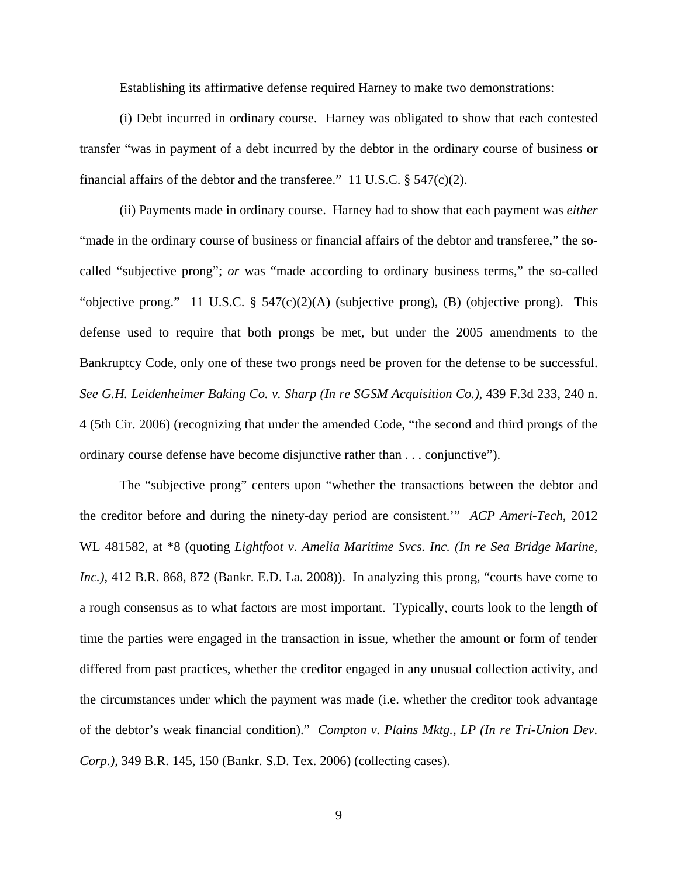Establishing its affirmative defense required Harney to make two demonstrations:

(i) Debt incurred in ordinary course. Harney was obligated to show that each contested transfer "was in payment of a debt incurred by the debtor in the ordinary course of business or financial affairs of the debtor and the transferee." 11 U.S.C. § 547(c)(2).

(ii) Payments made in ordinary course. Harney had to show that each payment was *either* "made in the ordinary course of business or financial affairs of the debtor and transferee," the so-called "subjective prong"; *or* was "made according to ordinary business terms," the so-called "objective prong." 11 U.S.C. § 547(c)(2)(A) (subjective prong), (B) (objective prong). This defense used to require that both prongs be met, but under the 2005 amendments to the Bankruptcy Code, only one of these two prongs need be proven for the defense to be successful. *See G.H. Leidenheimer Baking Co. v. Sharp (In re SGSM Acquisition Co.)*, 439 F.3d 233, 240 n. 4 (5th Cir. 2006) (recognizing that under the amended Code, "the second and third prongs of the ordinary course defense have become disjunctive rather than . . . conjunctive").

The "subjective prong" centers upon "whether the transactions between the debtor and the creditor before and during the ninety-day period are consistent.'" *ACP Ameri-Tech*, 2012 WL 481582, at *8 (quoting *Lightfoot v. Amelia Maritime Svcs. Inc. (In re Sea Bridge Marine, Inc.)*, 412 B.R. 868, 872 (Bankr. E.D. La. 2008)). In analyzing this prong, "courts have come to a rough consensus as to what factors are most important. Typically, courts look to the length of time the parties were engaged in the transaction in issue, whether the amount or form of tender differed from past practices, whether the creditor engaged in any unusual collection activity, and the circumstances under which the payment was made (i.e. whether the creditor took advantage of the debtor's weak financial condition)." *Compton v. Plains Mktg., LP (In re Tri-Union Dev. Corp.)*, 349 B.R. 145, 150 (Bankr. S.D. Tex. 2006) (collecting cases).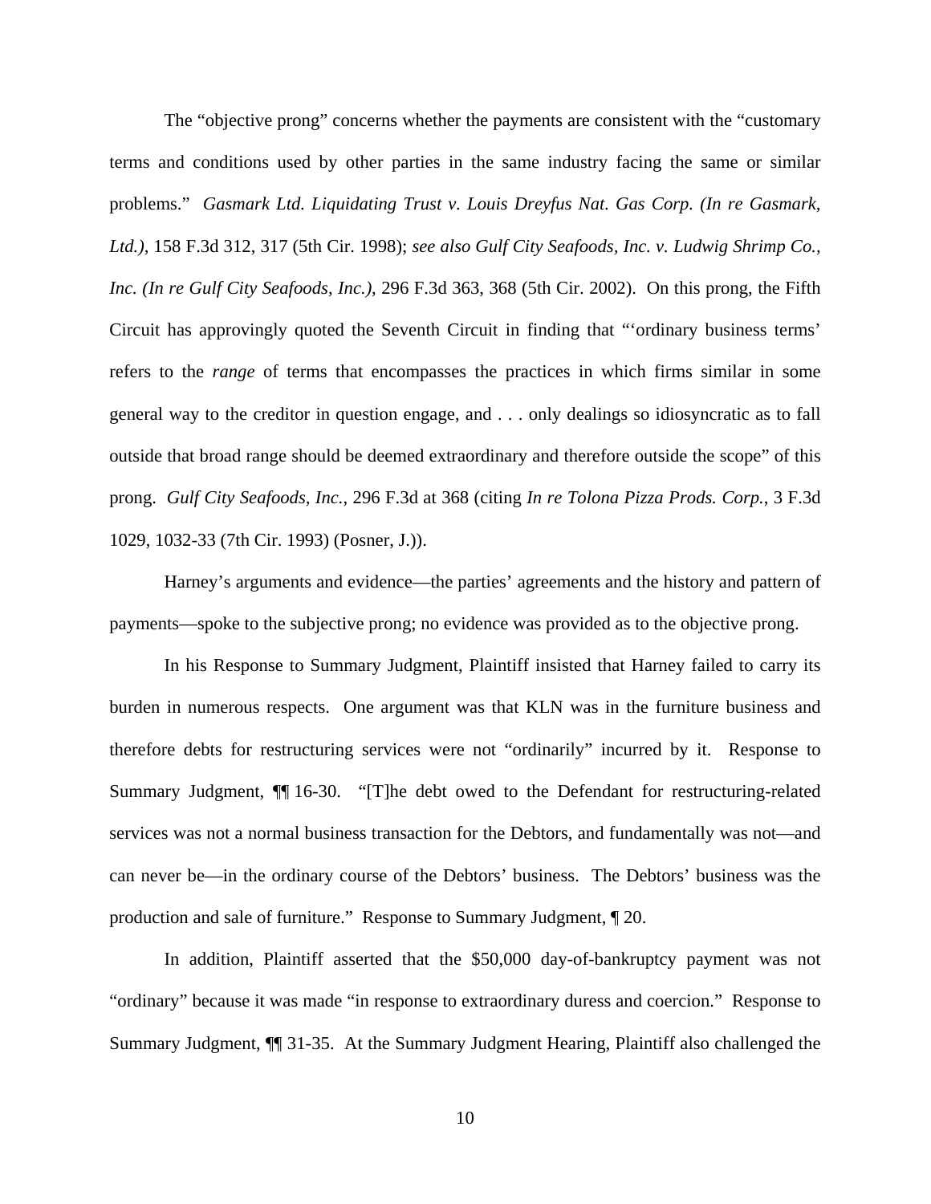The "objective prong" concerns whether the payments are consistent with the "customary terms and conditions used by other parties in the same industry facing the same or similar problems." *Gasmark Ltd. Liquidating Trust v. Louis Dreyfus Nat. Gas Corp. (In re Gasmark, Ltd.)*, 158 F.3d 312, 317 (5th Cir. 1998); *see also Gulf City Seafoods, Inc. v. Ludwig Shrimp Co., Inc. (In re Gulf City Seafoods, Inc.)*, 296 F.3d 363, 368 (5th Cir. 2002). On this prong, the Fifth Circuit has approvingly quoted the Seventh Circuit in finding that "'ordinary business terms' refers to the *range* of terms that encompasses the practices in which firms similar in some general way to the creditor in question engage, and . . . only dealings so idiosyncratic as to fall outside that broad range should be deemed extraordinary and therefore outside the scope" of this prong. *Gulf City Seafoods, Inc.*, 296 F.3d at 368 (citing *In re Tolona Pizza Prods. Corp.*, 3 F.3d 1029, 1032-33 (7th Cir. 1993) (Posner, J.)).

Harney's arguments and evidence—the parties' agreements and the history and pattern of payments—spoke to the subjective prong; no evidence was provided as to the objective prong.

In his Response to Summary Judgment, Plaintiff insisted that Harney failed to carry its burden in numerous respects. One argument was that KLN was in the furniture business and therefore debts for restructuring services were not "ordinarily" incurred by it. Response to Summary Judgment, ¶¶ 16-30. "[T]he debt owed to the Defendant for restructuring-related services was not a normal business transaction for the Debtors, and fundamentally was not—and can never be—in the ordinary course of the Debtors' business. The Debtors' business was the production and sale of furniture." Response to Summary Judgment, ¶ 20.

In addition, Plaintiff asserted that the $50,000 day-of-bankruptcy payment was not "ordinary" because it was made "in response to extraordinary duress and coercion." Response to Summary Judgment, ¶¶ 31-35. At the Summary Judgment Hearing, Plaintiff also challenged the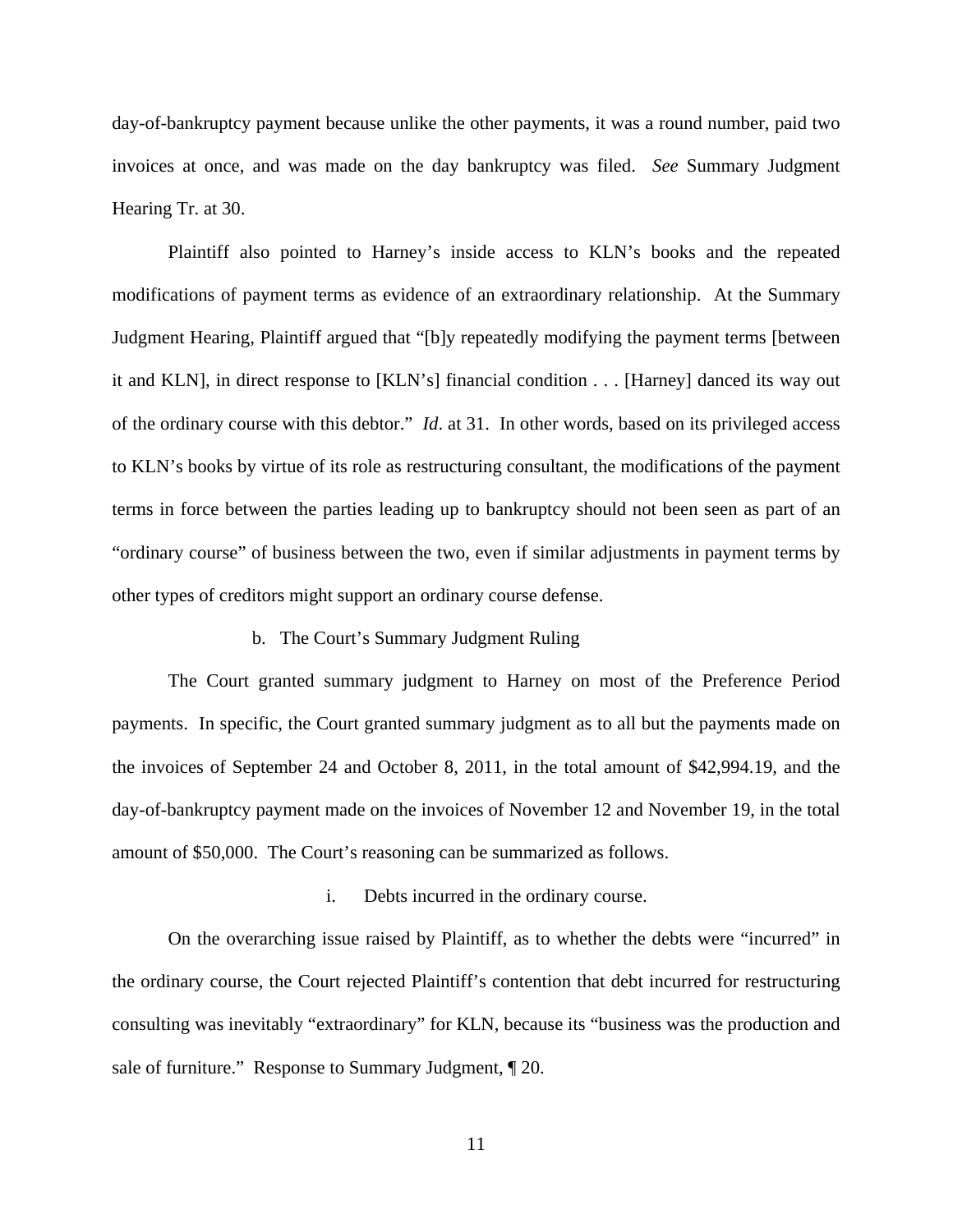day-of-bankruptcy payment because unlike the other payments, it was a round number, paid two invoices at once, and was made on the day bankruptcy was filed. *See* Summary Judgment Hearing Tr. at 30.

Plaintiff also pointed to Harney's inside access to KLN's books and the repeated modifications of payment terms as evidence of an extraordinary relationship. At the Summary Judgment Hearing, Plaintiff argued that "[b]y repeatedly modifying the payment terms [between it and KLN], in direct response to [KLN's] financial condition . . . [Harney] danced its way out of the ordinary course with this debtor." *Id*. at 31. In other words, based on its privileged access to KLN's books by virtue of its role as restructuring consultant, the modifications of the payment terms in force between the parties leading up to bankruptcy should not been seen as part of an "ordinary course" of business between the two, even if similar adjustments in payment terms by other types of creditors might support an ordinary course defense.

b. The Court's Summary Judgment Ruling

The Court granted summary judgment to Harney on most of the Preference Period payments. In specific, the Court granted summary judgment as to all but the payments made on the invoices of September 24 and October 8, 2011, in the total amount of $42,994.19, and the day-of-bankruptcy payment made on the invoices of November 12 and November 19, in the total amount of $50,000. The Court's reasoning can be summarized as follows.

i. Debts incurred in the ordinary course.

On the overarching issue raised by Plaintiff, as to whether the debts were "incurred" in the ordinary course, the Court rejected Plaintiff's contention that debt incurred for restructuring consulting was inevitably "extraordinary" for KLN, because its "business was the production and sale of furniture." Response to Summary Judgment, ¶ 20.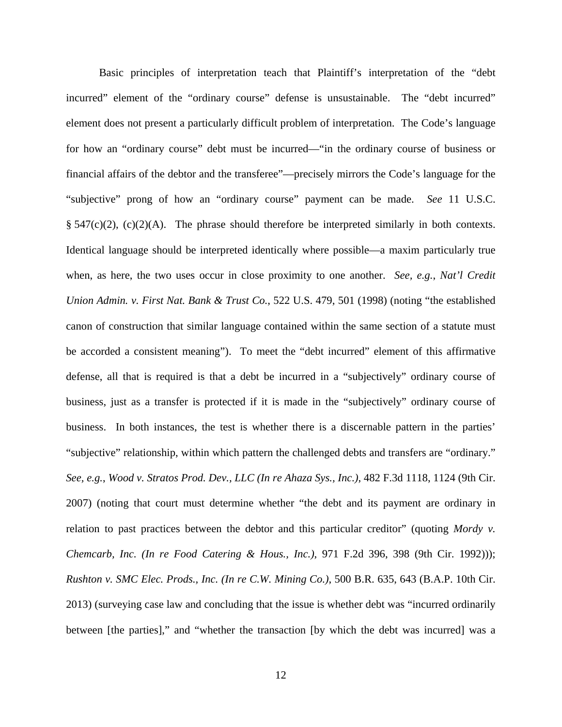Basic principles of interpretation teach that Plaintiff's interpretation of the "debt incurred" element of the "ordinary course" defense is unsustainable. The "debt incurred" element does not present a particularly difficult problem of interpretation. The Code's language for how an "ordinary course" debt must be incurred—"in the ordinary course of business or financial affairs of the debtor and the transferee"—precisely mirrors the Code's language for the "subjective" prong of how an "ordinary course" payment can be made. *See* 11 U.S.C. § 547(c)(2), (c)(2)(A). The phrase should therefore be interpreted similarly in both contexts. Identical language should be interpreted identically where possible—a maxim particularly true when, as here, the two uses occur in close proximity to one another. *See, e.g.*, *Nat'l Credit Union Admin. v. First Nat. Bank & Trust Co.*, 522 U.S. 479, 501 (1998) (noting "the established canon of construction that similar language contained within the same section of a statute must be accorded a consistent meaning"). To meet the "debt incurred" element of this affirmative defense, all that is required is that a debt be incurred in a "subjectively" ordinary course of business, just as a transfer is protected if it is made in the "subjectively" ordinary course of business. In both instances, the test is whether there is a discernable pattern in the parties' "subjective" relationship, within which pattern the challenged debts and transfers are "ordinary." *See, e.g.*, *Wood v. Stratos Prod. Dev., LLC (In re Ahaza Sys., Inc.)*, 482 F.3d 1118, 1124 (9th Cir. 2007) (noting that court must determine whether "the debt and its payment are ordinary in relation to past practices between the debtor and this particular creditor" (quoting *Mordy v. Chemcarb, Inc. (In re Food Catering & Hous., Inc.)*, 971 F.2d 396, 398 (9th Cir. 1992))); *Rushton v. SMC Elec. Prods., Inc. (In re C.W. Mining Co.)*, 500 B.R. 635, 643 (B.A.P. 10th Cir. 2013) (surveying case law and concluding that the issue is whether debt was "incurred ordinarily between [the parties]," and "whether the transaction [by which the debt was incurred] was a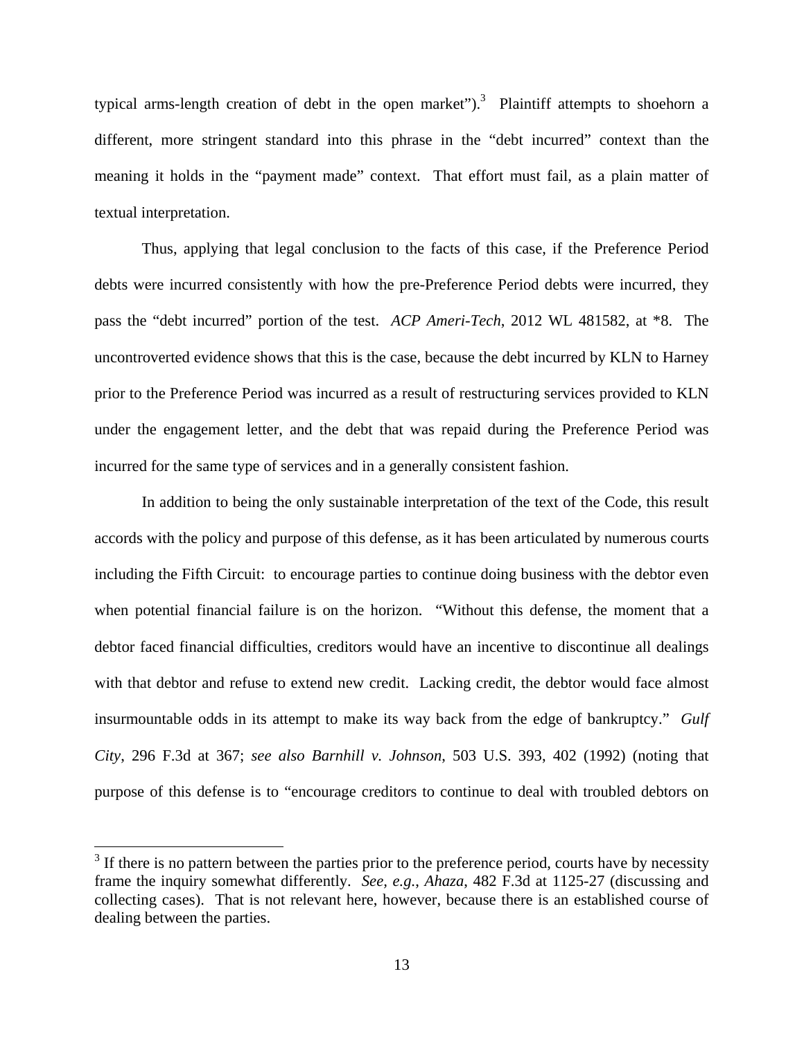typical arms-length creation of debt in the open market").[3] Plaintiff attempts to shoehorn a different, more stringent standard into this phrase in the "debt incurred" context than the meaning it holds in the "payment made" context. That effort must fail, as a plain matter of textual interpretation.

Thus, applying that legal conclusion to the facts of this case, if the Preference Period debts were incurred consistently with how the pre-Preference Period debts were incurred, they pass the "debt incurred" portion of the test. *ACP Ameri-Tech*, 2012 WL 481582, at *8. The uncontroverted evidence shows that this is the case, because the debt incurred by KLN to Harney prior to the Preference Period was incurred as a result of restructuring services provided to KLN under the engagement letter, and the debt that was repaid during the Preference Period was incurred for the same type of services and in a generally consistent fashion.

In addition to being the only sustainable interpretation of the text of the Code, this result accords with the policy and purpose of this defense, as it has been articulated by numerous courts including the Fifth Circuit: to encourage parties to continue doing business with the debtor even when potential financial failure is on the horizon. "Without this defense, the moment that a debtor faced financial difficulties, creditors would have an incentive to discontinue all dealings with that debtor and refuse to extend new credit. Lacking credit, the debtor would face almost insurmountable odds in its attempt to make its way back from the edge of bankruptcy." *Gulf City*, 296 F.3d at 367; *see also Barnhill v. Johnson*, 503 U.S. 393, 402 (1992) (noting that purpose of this defense is to "encourage creditors to continue to deal with troubled debtors on

---

[3] If there is no pattern between the parties prior to the preference period, courts have by necessity frame the inquiry somewhat differently. *See, e.g., Ahaza*, 482 F.3d at 1125-27 (discussing and collecting cases). That is not relevant here, however, because there is an established course of dealing between the parties.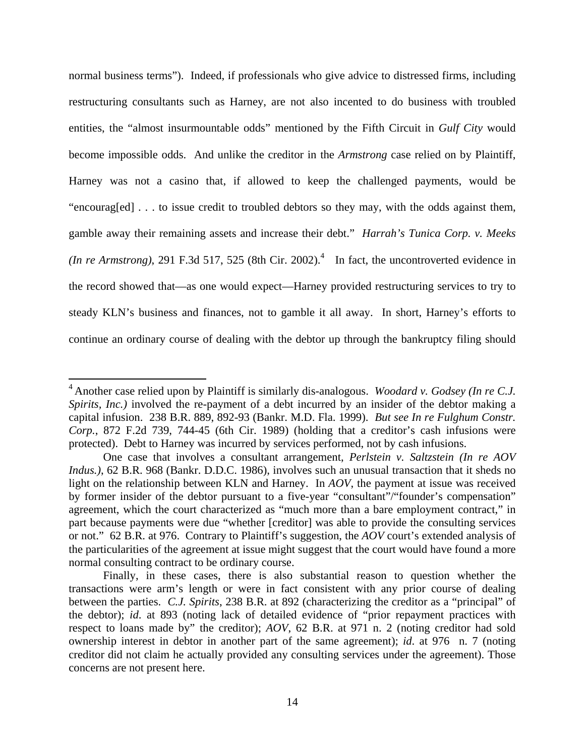normal business terms"). Indeed, if professionals who give advice to distressed firms, including restructuring consultants such as Harney, are not also incented to do business with troubled entities, the "almost insurmountable odds" mentioned by the Fifth Circuit in *Gulf City* would become impossible odds. And unlike the creditor in the *Armstrong* case relied on by Plaintiff, Harney was not a casino that, if allowed to keep the challenged payments, would be "encourag[ed] . . . to issue credit to troubled debtors so they may, with the odds against them, gamble away their remaining assets and increase their debt." *Harrah's Tunica Corp. v. Meeks (In re Armstrong)*, 291 F.3d 517, 525 (8th Cir. 2002).[4] In fact, the uncontroverted evidence in the record showed that—as one would expect—Harney provided restructuring services to try to steady KLN's business and finances, not to gamble it all away. In short, Harney's efforts to continue an ordinary course of dealing with the debtor up through the bankruptcy filing should

---

[4] Another case relied upon by Plaintiff is similarly dis-analogous. *Woodard v. Godsey (In re C.J. Spirits, Inc.)* involved the re-payment of a debt incurred by an insider of the debtor making a capital infusion. 238 B.R. 889, 892-93 (Bankr. M.D. Fla. 1999). *But see In re Fulghum Constr. Corp.*, 872 F.2d 739, 744-45 (6th Cir. 1989) (holding that a creditor's cash infusions were protected). Debt to Harney was incurred by services performed, not by cash infusions.

One case that involves a consultant arrangement, *Perlstein v. Saltzstein (In re AOV Indus.)*, 62 B.R. 968 (Bankr. D.D.C. 1986), involves such an unusual transaction that it sheds no light on the relationship between KLN and Harney. In *AOV*, the payment at issue was received by former insider of the debtor pursuant to a five-year "consultant"/"founder's compensation" agreement, which the court characterized as "much more than a bare employment contract," in part because payments were due "whether [creditor] was able to provide the consulting services or not." 62 B.R. at 976. Contrary to Plaintiff's suggestion, the *AOV* court's extended analysis of the particularities of the agreement at issue might suggest that the court would have found a more normal consulting contract to be ordinary course.

Finally, in these cases, there is also substantial reason to question whether the transactions were arm's length or were in fact consistent with any prior course of dealing between the parties. *C.J. Spirits*, 238 B.R. at 892 (characterizing the creditor as a "principal" of the debtor); *id.* at 893 (noting lack of detailed evidence of "prior repayment practices with respect to loans made by" the creditor); *AOV*, 62 B.R. at 971 n. 2 (noting creditor had sold ownership interest in debtor in another part of the same agreement); *id.* at 976 n. 7 (noting creditor did not claim he actually provided any consulting services under the agreement). Those concerns are not present here.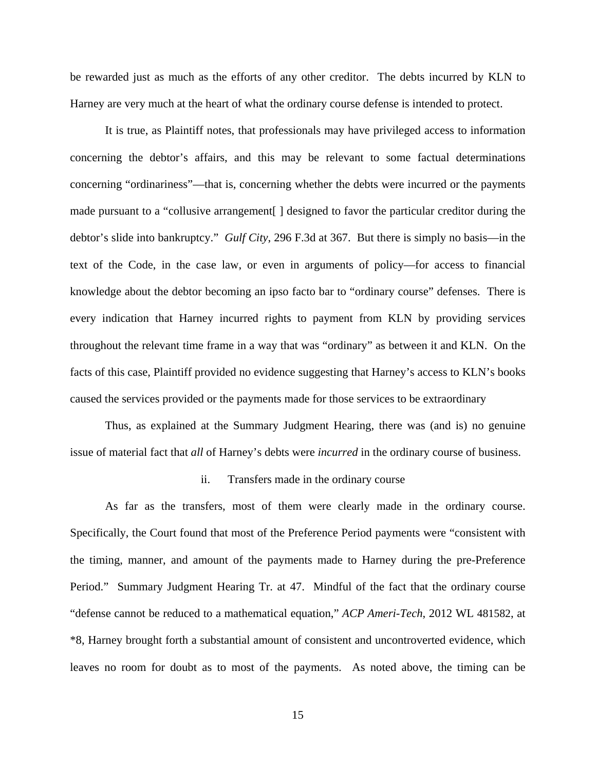be rewarded just as much as the efforts of any other creditor. The debts incurred by KLN to Harney are very much at the heart of what the ordinary course defense is intended to protect.

It is true, as Plaintiff notes, that professionals may have privileged access to information concerning the debtor's affairs, and this may be relevant to some factual determinations concerning "ordinariness"—that is, concerning whether the debts were incurred or the payments made pursuant to a "collusive arrangement[ ] designed to favor the particular creditor during the debtor's slide into bankruptcy." *Gulf City*, 296 F.3d at 367. But there is simply no basis—in the text of the Code, in the case law, or even in arguments of policy—for access to financial knowledge about the debtor becoming an ipso facto bar to "ordinary course" defenses. There is every indication that Harney incurred rights to payment from KLN by providing services throughout the relevant time frame in a way that was "ordinary" as between it and KLN. On the facts of this case, Plaintiff provided no evidence suggesting that Harney's access to KLN's books caused the services provided or the payments made for those services to be extraordinary

Thus, as explained at the Summary Judgment Hearing, there was (and is) no genuine issue of material fact that *all* of Harney's debts were *incurred* in the ordinary course of business.

### ii. Transfers made in the ordinary course

As far as the transfers, most of them were clearly made in the ordinary course. Specifically, the Court found that most of the Preference Period payments were "consistent with the timing, manner, and amount of the payments made to Harney during the pre-Preference Period." Summary Judgment Hearing Tr. at 47. Mindful of the fact that the ordinary course "defense cannot be reduced to a mathematical equation," *ACP Ameri-Tech*, 2012 WL 481582, at *8, Harney brought forth a substantial amount of consistent and uncontroverted evidence, which leaves no room for doubt as to most of the payments. As noted above, the timing can be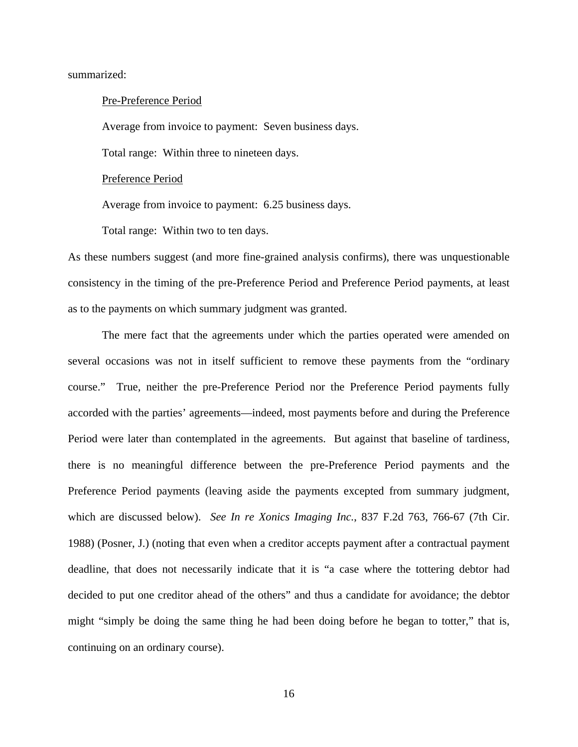summarized:

<u>Pre-Preference Period</u>

Average from invoice to payment: Seven business days.

Total range: Within three to nineteen days.

<u>Preference Period</u>

Average from invoice to payment: 6.25 business days.

Total range: Within two to ten days.

As these numbers suggest (and more fine-grained analysis confirms), there was unquestionable consistency in the timing of the pre-Preference Period and Preference Period payments, at least as to the payments on which summary judgment was granted.

The mere fact that the agreements under which the parties operated were amended on several occasions was not in itself sufficient to remove these payments from the "ordinary course." True, neither the pre-Preference Period nor the Preference Period payments fully accorded with the parties' agreements—indeed, most payments before and during the Preference Period were later than contemplated in the agreements. But against that baseline of tardiness, there is no meaningful difference between the pre-Preference Period payments and the Preference Period payments (leaving aside the payments excepted from summary judgment, which are discussed below). *See In re Xonics Imaging Inc.*, 837 F.2d 763, 766-67 (7th Cir. 1988) (Posner, J.) (noting that even when a creditor accepts payment after a contractual payment deadline, that does not necessarily indicate that it is "a case where the tottering debtor had decided to put one creditor ahead of the others" and thus a candidate for avoidance; the debtor might "simply be doing the same thing he had been doing before he began to totter," that is, continuing on an ordinary course).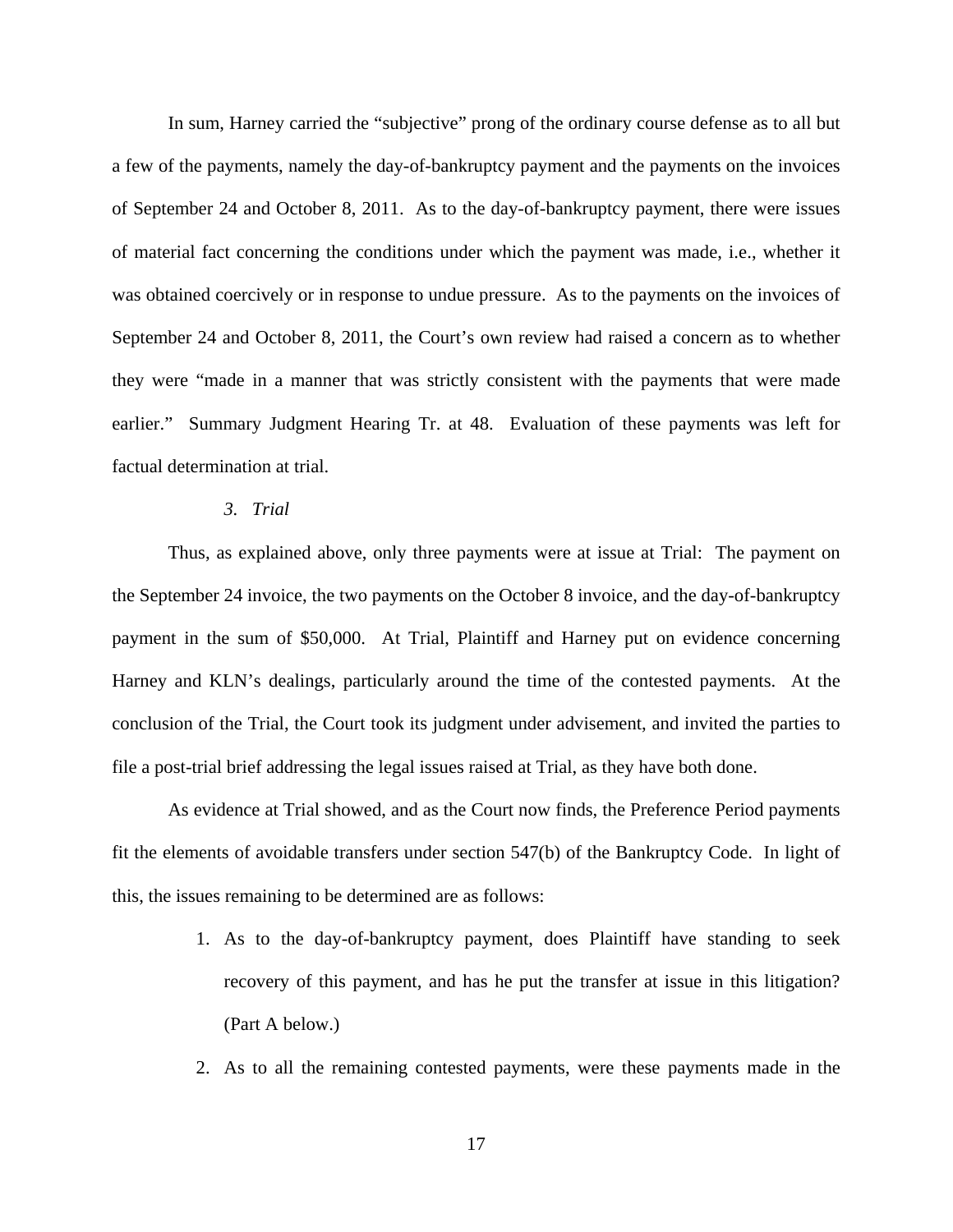In sum, Harney carried the "subjective" prong of the ordinary course defense as to all but a few of the payments, namely the day-of-bankruptcy payment and the payments on the invoices of September 24 and October 8, 2011. As to the day-of-bankruptcy payment, there were issues of material fact concerning the conditions under which the payment was made, i.e., whether it was obtained coercively or in response to undue pressure. As to the payments on the invoices of September 24 and October 8, 2011, the Court's own review had raised a concern as to whether they were "made in a manner that was strictly consistent with the payments that were made earlier." Summary Judgment Hearing Tr. at 48. Evaluation of these payments was left for factual determination at trial.

*3. Trial*

Thus, as explained above, only three payments were at issue at Trial: The payment on the September 24 invoice, the two payments on the October 8 invoice, and the day-of-bankruptcy payment in the sum of $50,000. At Trial, Plaintiff and Harney put on evidence concerning Harney and KLN's dealings, particularly around the time of the contested payments. At the conclusion of the Trial, the Court took its judgment under advisement, and invited the parties to file a post-trial brief addressing the legal issues raised at Trial, as they have both done.

As evidence at Trial showed, and as the Court now finds, the Preference Period payments fit the elements of avoidable transfers under section 547(b) of the Bankruptcy Code. In light of this, the issues remaining to be determined are as follows:

1. As to the day-of-bankruptcy payment, does Plaintiff have standing to seek recovery of this payment, and has he put the transfer at issue in this litigation? (Part A below.)
2. As to all the remaining contested payments, were these payments made in the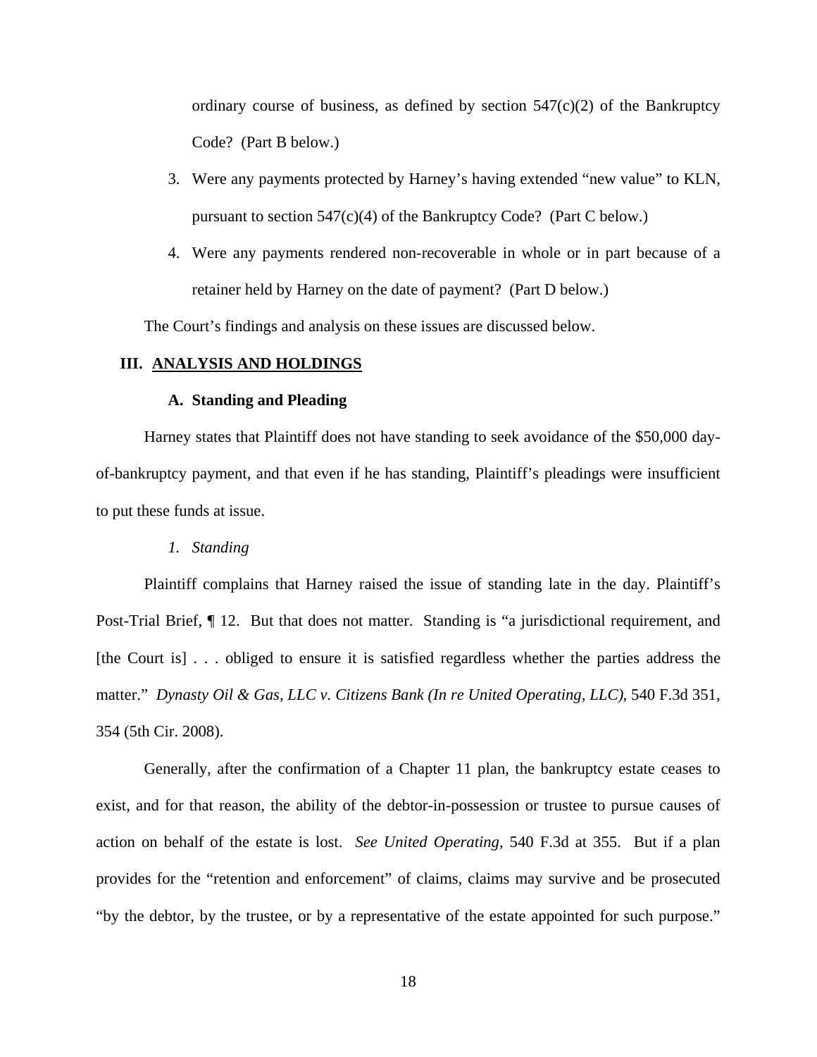ordinary course of business, as defined by section 547(c)(2) of the Bankruptcy Code? (Part B below.)

3. Were any payments protected by Harney's having extended "new value" to KLN, pursuant to section 547(c)(4) of the Bankruptcy Code? (Part C below.)

4. Were any payments rendered non-recoverable in whole or in part because of a retainer held by Harney on the date of payment? (Part D below.)

The Court's findings and analysis on these issues are discussed below.

## III. ANALYSIS AND HOLDINGS

### A. Standing and Pleading

Harney states that Plaintiff does not have standing to seek avoidance of the $50,000 day-of-bankruptcy payment, and that even if he has standing, Plaintiff's pleadings were insufficient to put these funds at issue.

#### *1. Standing*

Plaintiff complains that Harney raised the issue of standing late in the day. Plaintiff's Post-Trial Brief, ¶ 12. But that does not matter. Standing is "a jurisdictional requirement, and [the Court is] . . . obliged to ensure it is satisfied regardless whether the parties address the matter." *Dynasty Oil & Gas, LLC v. Citizens Bank (In re United Operating, LLC)*, 540 F.3d 351, 354 (5th Cir. 2008).

Generally, after the confirmation of a Chapter 11 plan, the bankruptcy estate ceases to exist, and for that reason, the ability of the debtor-in-possession or trustee to pursue causes of action on behalf of the estate is lost. *See United Operating*, 540 F.3d at 355. But if a plan provides for the "retention and enforcement" of claims, claims may survive and be prosecuted "by the debtor, by the trustee, or by a representative of the estate appointed for such purpose."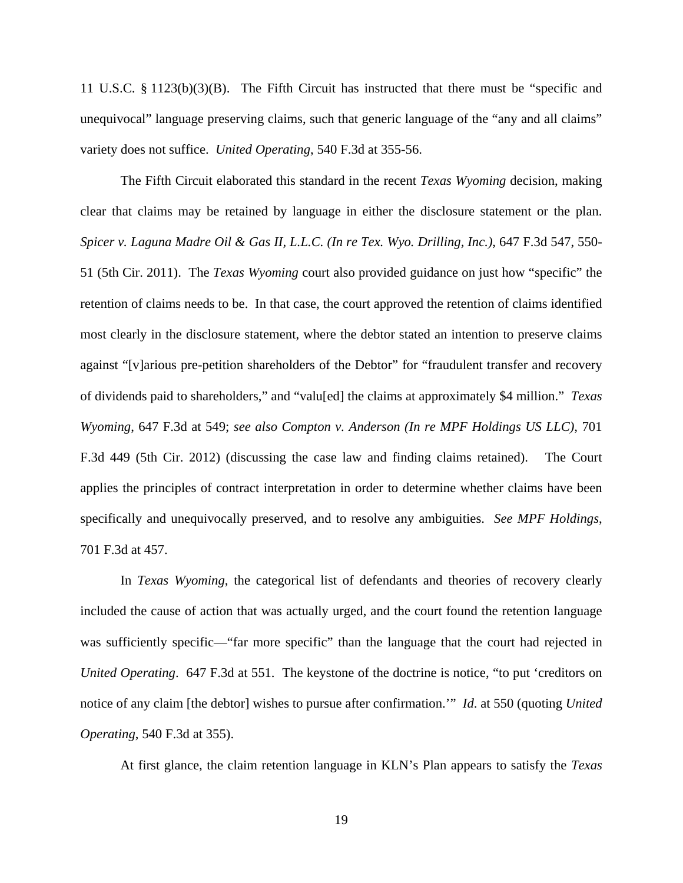11 U.S.C. § 1123(b)(3)(B). The Fifth Circuit has instructed that there must be "specific and unequivocal" language preserving claims, such that generic language of the "any and all claims" variety does not suffice. *United Operating*, 540 F.3d at 355-56.

The Fifth Circuit elaborated this standard in the recent *Texas Wyoming* decision, making clear that claims may be retained by language in either the disclosure statement or the plan. *Spicer v. Laguna Madre Oil & Gas II, L.L.C. (In re Tex. Wyo. Drilling, Inc.)*, 647 F.3d 547, 550-51 (5th Cir. 2011). The *Texas Wyoming* court also provided guidance on just how "specific" the retention of claims needs to be. In that case, the court approved the retention of claims identified most clearly in the disclosure statement, where the debtor stated an intention to preserve claims against "[v]arious pre-petition shareholders of the Debtor" for "fraudulent transfer and recovery of dividends paid to shareholders," and "valu[ed] the claims at approximately $4 million." *Texas Wyoming*, 647 F.3d at 549; *see also Compton v. Anderson (In re MPF Holdings US LLC)*, 701 F.3d 449 (5th Cir. 2012) (discussing the case law and finding claims retained). The Court applies the principles of contract interpretation in order to determine whether claims have been specifically and unequivocally preserved, and to resolve any ambiguities. *See MPF Holdings*, 701 F.3d at 457.

In *Texas Wyoming*, the categorical list of defendants and theories of recovery clearly included the cause of action that was actually urged, and the court found the retention language was sufficiently specific—"far more specific" than the language that the court had rejected in *United Operating*. 647 F.3d at 551. The keystone of the doctrine is notice, "to put 'creditors on notice of any claim [the debtor] wishes to pursue after confirmation.'" *Id*. at 550 (quoting *United Operating*, 540 F.3d at 355).

At first glance, the claim retention language in KLN's Plan appears to satisfy the *Texas*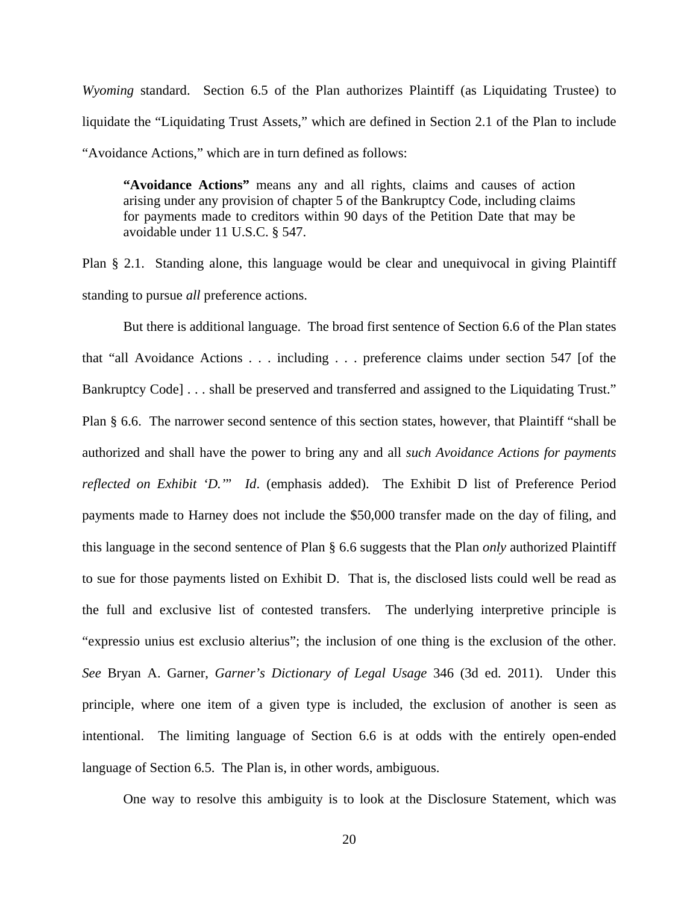*Wyoming* standard. Section 6.5 of the Plan authorizes Plaintiff (as Liquidating Trustee) to liquidate the "Liquidating Trust Assets," which are defined in Section 2.1 of the Plan to include "Avoidance Actions," which are in turn defined as follows:

> **"Avoidance Actions"** means any and all rights, claims and causes of action arising under any provision of chapter 5 of the Bankruptcy Code, including claims for payments made to creditors within 90 days of the Petition Date that may be avoidable under 11 U.S.C. § 547.

Plan § 2.1. Standing alone, this language would be clear and unequivocal in giving Plaintiff standing to pursue *all* preference actions.

But there is additional language. The broad first sentence of Section 6.6 of the Plan states that "all Avoidance Actions . . . including . . . preference claims under section 547 [of the Bankruptcy Code] . . . shall be preserved and transferred and assigned to the Liquidating Trust." Plan § 6.6. The narrower second sentence of this section states, however, that Plaintiff "shall be authorized and shall have the power to bring any and all *such Avoidance Actions for payments reflected on Exhibit 'D.'*" *Id*. (emphasis added). The Exhibit D list of Preference Period payments made to Harney does not include the $50,000 transfer made on the day of filing, and this language in the second sentence of Plan § 6.6 suggests that the Plan *only* authorized Plaintiff to sue for those payments listed on Exhibit D. That is, the disclosed lists could well be read as the full and exclusive list of contested transfers. The underlying interpretive principle is "expressio unius est exclusio alterius"; the inclusion of one thing is the exclusion of the other. *See* Bryan A. Garner, *Garner's Dictionary of Legal Usage* 346 (3d ed. 2011). Under this principle, where one item of a given type is included, the exclusion of another is seen as intentional. The limiting language of Section 6.6 is at odds with the entirely open-ended language of Section 6.5. The Plan is, in other words, ambiguous.

One way to resolve this ambiguity is to look at the Disclosure Statement, which was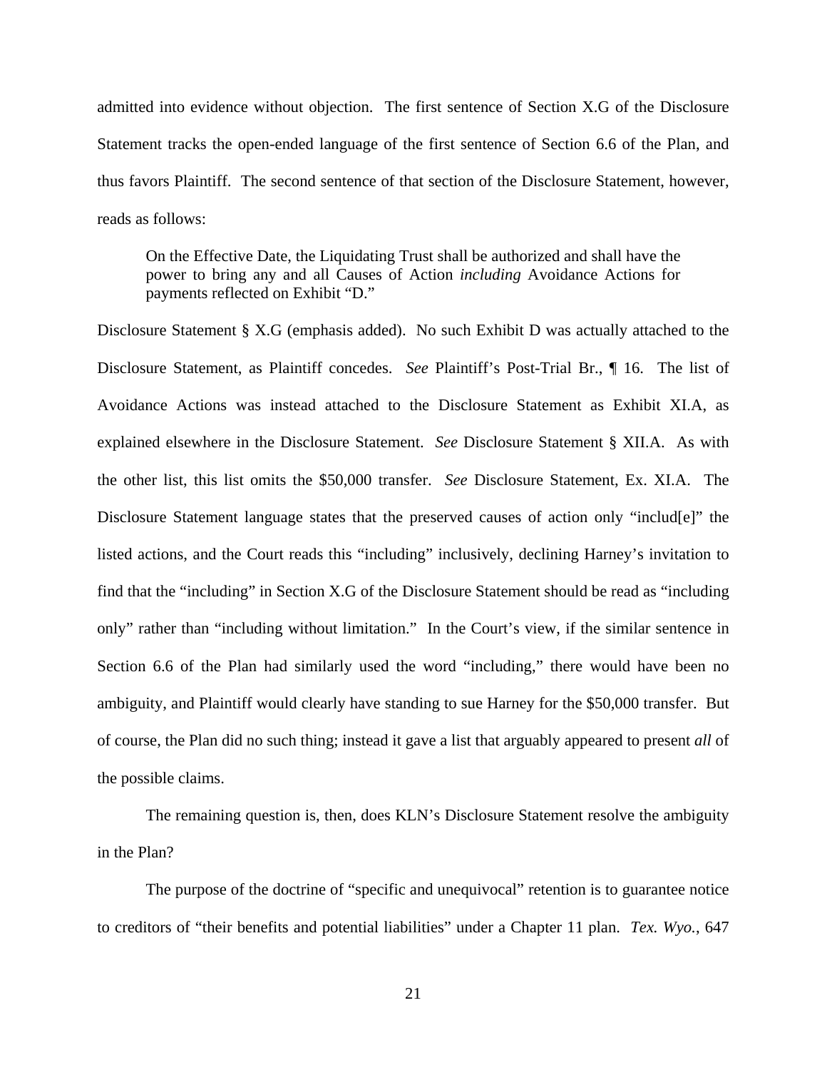admitted into evidence without objection. The first sentence of Section X.G of the Disclosure Statement tracks the open-ended language of the first sentence of Section 6.6 of the Plan, and thus favors Plaintiff. The second sentence of that section of the Disclosure Statement, however, reads as follows:

> On the Effective Date, the Liquidating Trust shall be authorized and shall have the power to bring any and all Causes of Action *including* Avoidance Actions for payments reflected on Exhibit "D."

Disclosure Statement § X.G (emphasis added). No such Exhibit D was actually attached to the Disclosure Statement, as Plaintiff concedes. *See* Plaintiff's Post-Trial Br., ¶ 16. The list of Avoidance Actions was instead attached to the Disclosure Statement as Exhibit XI.A, as explained elsewhere in the Disclosure Statement. *See* Disclosure Statement § XII.A. As with the other list, this list omits the $50,000 transfer. *See* Disclosure Statement, Ex. XI.A. The Disclosure Statement language states that the preserved causes of action only "includ[e]" the listed actions, and the Court reads this "including" inclusively, declining Harney's invitation to find that the "including" in Section X.G of the Disclosure Statement should be read as "including only" rather than "including without limitation." In the Court's view, if the similar sentence in Section 6.6 of the Plan had similarly used the word "including," there would have been no ambiguity, and Plaintiff would clearly have standing to sue Harney for the $50,000 transfer. But of course, the Plan did no such thing; instead it gave a list that arguably appeared to present *all* of the possible claims.

The remaining question is, then, does KLN's Disclosure Statement resolve the ambiguity in the Plan?

The purpose of the doctrine of "specific and unequivocal" retention is to guarantee notice to creditors of "their benefits and potential liabilities" under a Chapter 11 plan. *Tex. Wyo.*, 647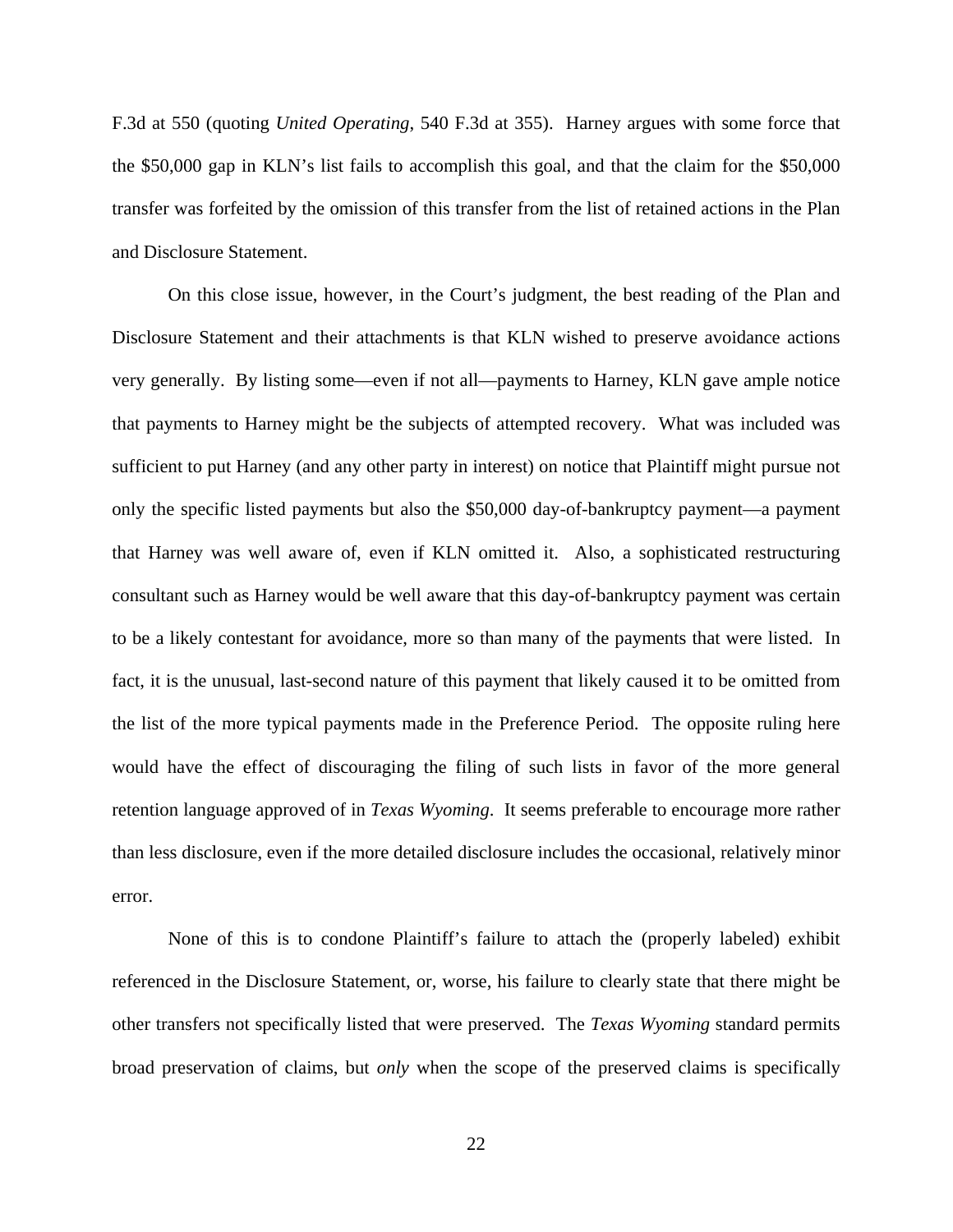F.3d at 550 (quoting *United Operating*, 540 F.3d at 355). Harney argues with some force that the $50,000 gap in KLN's list fails to accomplish this goal, and that the claim for the $50,000 transfer was forfeited by the omission of this transfer from the list of retained actions in the Plan and Disclosure Statement.

On this close issue, however, in the Court's judgment, the best reading of the Plan and Disclosure Statement and their attachments is that KLN wished to preserve avoidance actions very generally. By listing some—even if not all—payments to Harney, KLN gave ample notice that payments to Harney might be the subjects of attempted recovery. What was included was sufficient to put Harney (and any other party in interest) on notice that Plaintiff might pursue not only the specific listed payments but also the $50,000 day-of-bankruptcy payment—a payment that Harney was well aware of, even if KLN omitted it. Also, a sophisticated restructuring consultant such as Harney would be well aware that this day-of-bankruptcy payment was certain to be a likely contestant for avoidance, more so than many of the payments that were listed. In fact, it is the unusual, last-second nature of this payment that likely caused it to be omitted from the list of the more typical payments made in the Preference Period. The opposite ruling here would have the effect of discouraging the filing of such lists in favor of the more general retention language approved of in *Texas Wyoming*. It seems preferable to encourage more rather than less disclosure, even if the more detailed disclosure includes the occasional, relatively minor error.

None of this is to condone Plaintiff's failure to attach the (properly labeled) exhibit referenced in the Disclosure Statement, or, worse, his failure to clearly state that there might be other transfers not specifically listed that were preserved. The *Texas Wyoming* standard permits broad preservation of claims, but *only* when the scope of the preserved claims is specifically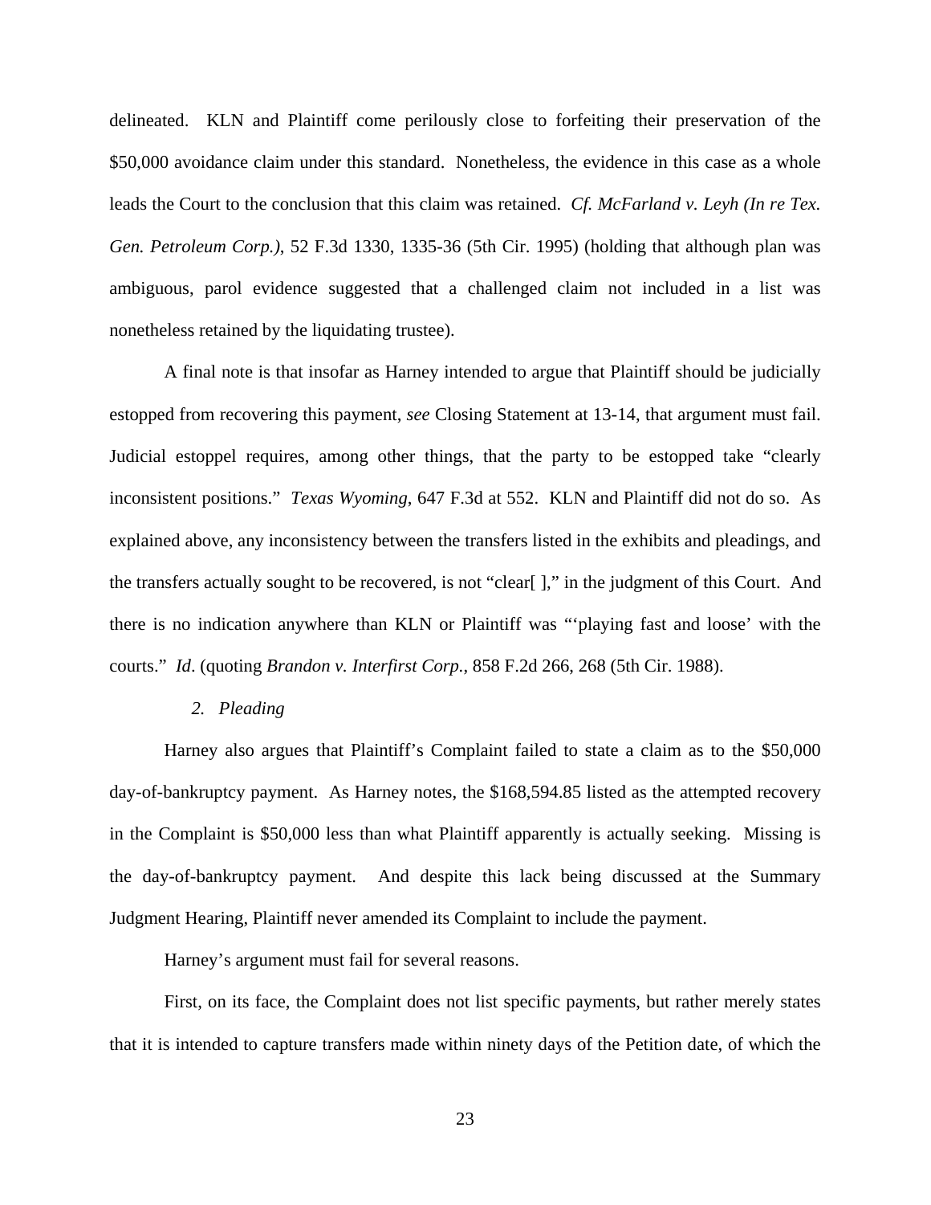delineated. KLN and Plaintiff come perilously close to forfeiting their preservation of the $50,000 avoidance claim under this standard. Nonetheless, the evidence in this case as a whole leads the Court to the conclusion that this claim was retained. *Cf. McFarland v. Leyh (In re Tex. Gen. Petroleum Corp.)*, 52 F.3d 1330, 1335-36 (5th Cir. 1995) (holding that although plan was ambiguous, parol evidence suggested that a challenged claim not included in a list was nonetheless retained by the liquidating trustee).

A final note is that insofar as Harney intended to argue that Plaintiff should be judicially estopped from recovering this payment, *see* Closing Statement at 13-14, that argument must fail. Judicial estoppel requires, among other things, that the party to be estopped take "clearly inconsistent positions." *Texas Wyoming*, 647 F.3d at 552. KLN and Plaintiff did not do so. As explained above, any inconsistency between the transfers listed in the exhibits and pleadings, and the transfers actually sought to be recovered, is not "clear[ ]," in the judgment of this Court. And there is no indication anywhere than KLN or Plaintiff was "'playing fast and loose' with the courts." *Id*. (quoting *Brandon v. Interfirst Corp.*, 858 F.2d 266, 268 (5th Cir. 1988).

*2. Pleading*

Harney also argues that Plaintiff's Complaint failed to state a claim as to the $50,000 day-of-bankruptcy payment. As Harney notes, the $168,594.85 listed as the attempted recovery in the Complaint is $50,000 less than what Plaintiff apparently is actually seeking. Missing is the day-of-bankruptcy payment. And despite this lack being discussed at the Summary Judgment Hearing, Plaintiff never amended its Complaint to include the payment.

Harney's argument must fail for several reasons.

First, on its face, the Complaint does not list specific payments, but rather merely states that it is intended to capture transfers made within ninety days of the Petition date, of which the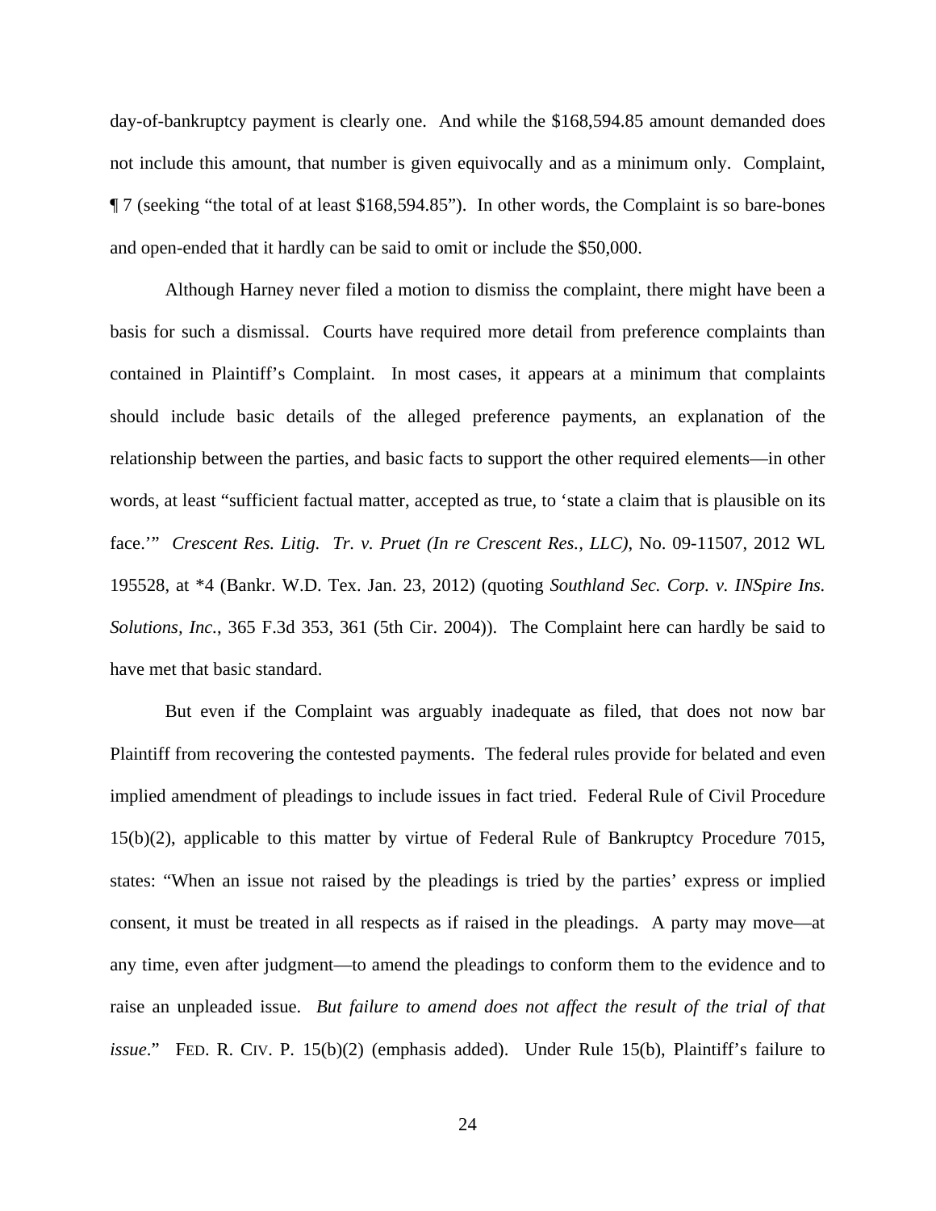day-of-bankruptcy payment is clearly one. And while the $168,594.85 amount demanded does not include this amount, that number is given equivocally and as a minimum only. Complaint, ¶ 7 (seeking "the total of at least $168,594.85"). In other words, the Complaint is so bare-bones and open-ended that it hardly can be said to omit or include the $50,000.

Although Harney never filed a motion to dismiss the complaint, there might have been a basis for such a dismissal. Courts have required more detail from preference complaints than contained in Plaintiff's Complaint. In most cases, it appears at a minimum that complaints should include basic details of the alleged preference payments, an explanation of the relationship between the parties, and basic facts to support the other required elements—in other words, at least "sufficient factual matter, accepted as true, to 'state a claim that is plausible on its face.'" *Crescent Res. Litig. Tr. v. Pruet (In re Crescent Res., LLC)*, No. 09-11507, 2012 WL 195528, at *4 (Bankr. W.D. Tex. Jan. 23, 2012) (quoting *Southland Sec. Corp. v. INSpire Ins. Solutions, Inc.*, 365 F.3d 353, 361 (5th Cir. 2004)). The Complaint here can hardly be said to have met that basic standard.

But even if the Complaint was arguably inadequate as filed, that does not now bar Plaintiff from recovering the contested payments. The federal rules provide for belated and even implied amendment of pleadings to include issues in fact tried. Federal Rule of Civil Procedure 15(b)(2), applicable to this matter by virtue of Federal Rule of Bankruptcy Procedure 7015, states: "When an issue not raised by the pleadings is tried by the parties' express or implied consent, it must be treated in all respects as if raised in the pleadings. A party may move—at any time, even after judgment—to amend the pleadings to conform them to the evidence and to raise an unpleaded issue. *But failure to amend does not affect the result of the trial of that issue*." FED. R. CIV. P. 15(b)(2) (emphasis added). Under Rule 15(b), Plaintiff's failure to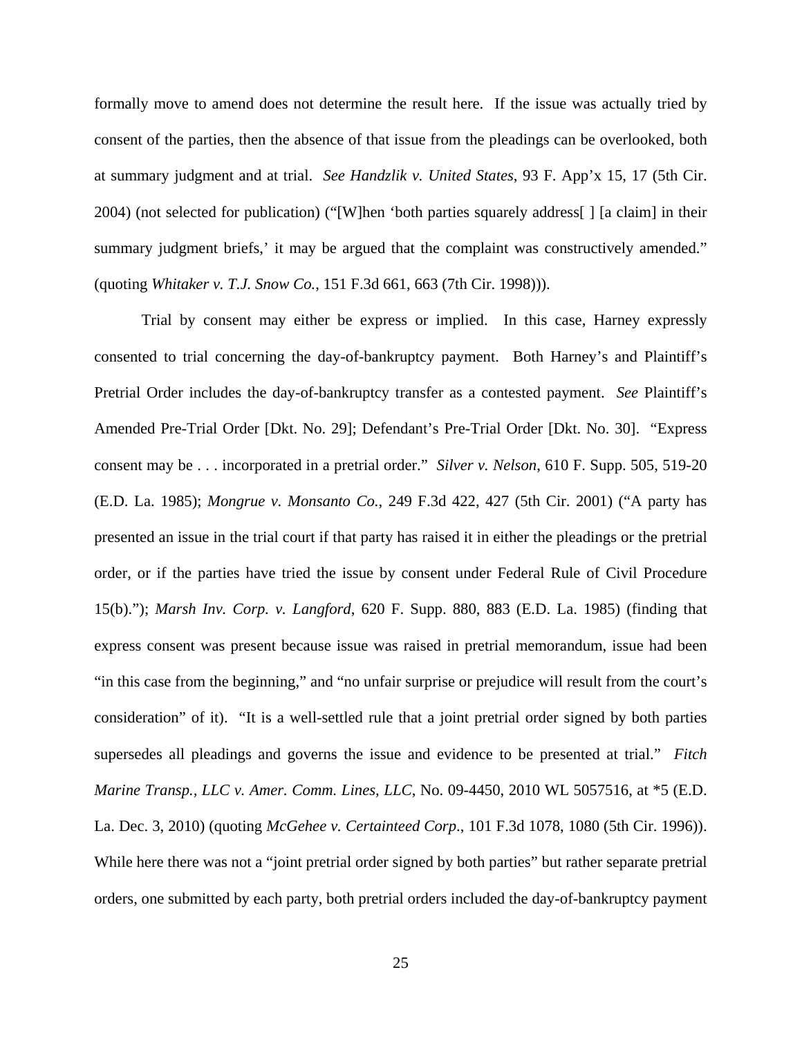formally move to amend does not determine the result here. If the issue was actually tried by consent of the parties, then the absence of that issue from the pleadings can be overlooked, both at summary judgment and at trial. *See Handzlik v. United States*, 93 F. App'x 15, 17 (5th Cir. 2004) (not selected for publication) ("[W]hen 'both parties squarely address[ ] [a claim] in their summary judgment briefs,' it may be argued that the complaint was constructively amended." (quoting *Whitaker v. T.J. Snow Co.*, 151 F.3d 661, 663 (7th Cir. 1998))).

Trial by consent may either be express or implied. In this case, Harney expressly consented to trial concerning the day-of-bankruptcy payment. Both Harney's and Plaintiff's Pretrial Order includes the day-of-bankruptcy transfer as a contested payment. *See* Plaintiff's Amended Pre-Trial Order [Dkt. No. 29]; Defendant's Pre-Trial Order [Dkt. No. 30]. "Express consent may be . . . incorporated in a pretrial order." *Silver v. Nelson*, 610 F. Supp. 505, 519-20 (E.D. La. 1985); *Mongrue v. Monsanto Co.*, 249 F.3d 422, 427 (5th Cir. 2001) ("A party has presented an issue in the trial court if that party has raised it in either the pleadings or the pretrial order, or if the parties have tried the issue by consent under Federal Rule of Civil Procedure 15(b)."); *Marsh Inv. Corp. v. Langford*, 620 F. Supp. 880, 883 (E.D. La. 1985) (finding that express consent was present because issue was raised in pretrial memorandum, issue had been "in this case from the beginning," and "no unfair surprise or prejudice will result from the court's consideration" of it). "It is a well-settled rule that a joint pretrial order signed by both parties supersedes all pleadings and governs the issue and evidence to be presented at trial." *Fitch Marine Transp., LLC v. Amer. Comm. Lines, LLC*, No. 09-4450, 2010 WL 5057516, at *5 (E.D. La. Dec. 3, 2010) (quoting *McGehee v. Certainteed Corp.*, 101 F.3d 1078, 1080 (5th Cir. 1996)). While here there was not a "joint pretrial order signed by both parties" but rather separate pretrial orders, one submitted by each party, both pretrial orders included the day-of-bankruptcy payment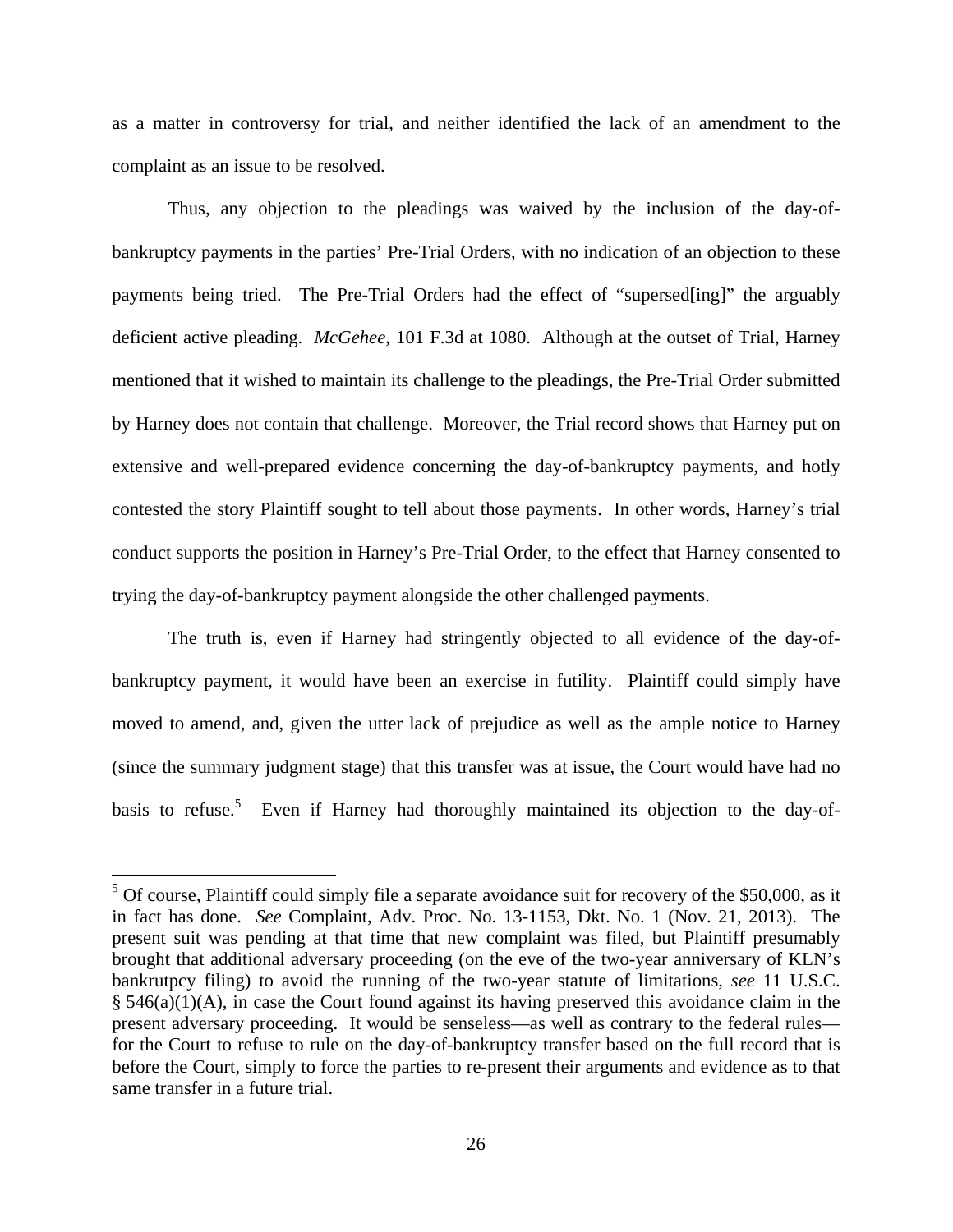as a matter in controversy for trial, and neither identified the lack of an amendment to the complaint as an issue to be resolved.

Thus, any objection to the pleadings was waived by the inclusion of the day-of-bankruptcy payments in the parties' Pre-Trial Orders, with no indication of an objection to these payments being tried. The Pre-Trial Orders had the effect of "supersed[ing]" the arguably deficient active pleading. *McGehee*, 101 F.3d at 1080. Although at the outset of Trial, Harney mentioned that it wished to maintain its challenge to the pleadings, the Pre-Trial Order submitted by Harney does not contain that challenge. Moreover, the Trial record shows that Harney put on extensive and well-prepared evidence concerning the day-of-bankruptcy payments, and hotly contested the story Plaintiff sought to tell about those payments. In other words, Harney's trial conduct supports the position in Harney's Pre-Trial Order, to the effect that Harney consented to trying the day-of-bankruptcy payment alongside the other challenged payments.

The truth is, even if Harney had stringently objected to all evidence of the day-of-bankruptcy payment, it would have been an exercise in futility. Plaintiff could simply have moved to amend, and, given the utter lack of prejudice as well as the ample notice to Harney (since the summary judgment stage) that this transfer was at issue, the Court would have had no basis to refuse.[5] Even if Harney had thoroughly maintained its objection to the day-of-

[5] Of course, Plaintiff could simply file a separate avoidance suit for recovery of the $50,000, as it in fact has done. *See* Complaint, Adv. Proc. No. 13-1153, Dkt. No. 1 (Nov. 21, 2013). The present suit was pending at that time that new complaint was filed, but Plaintiff presumably brought that additional adversary proceeding (on the eve of the two-year anniversary of KLN's bankrutpcy filing) to avoid the running of the two-year statute of limitations, *see* 11 U.S.C. § 546(a)(1)(A), in case the Court found against its having preserved this avoidance claim in the present adversary proceeding. It would be senseless—as well as contrary to the federal rules—for the Court to refuse to rule on the day-of-bankruptcy transfer based on the full record that is before the Court, simply to force the parties to re-present their arguments and evidence as to that same transfer in a future trial.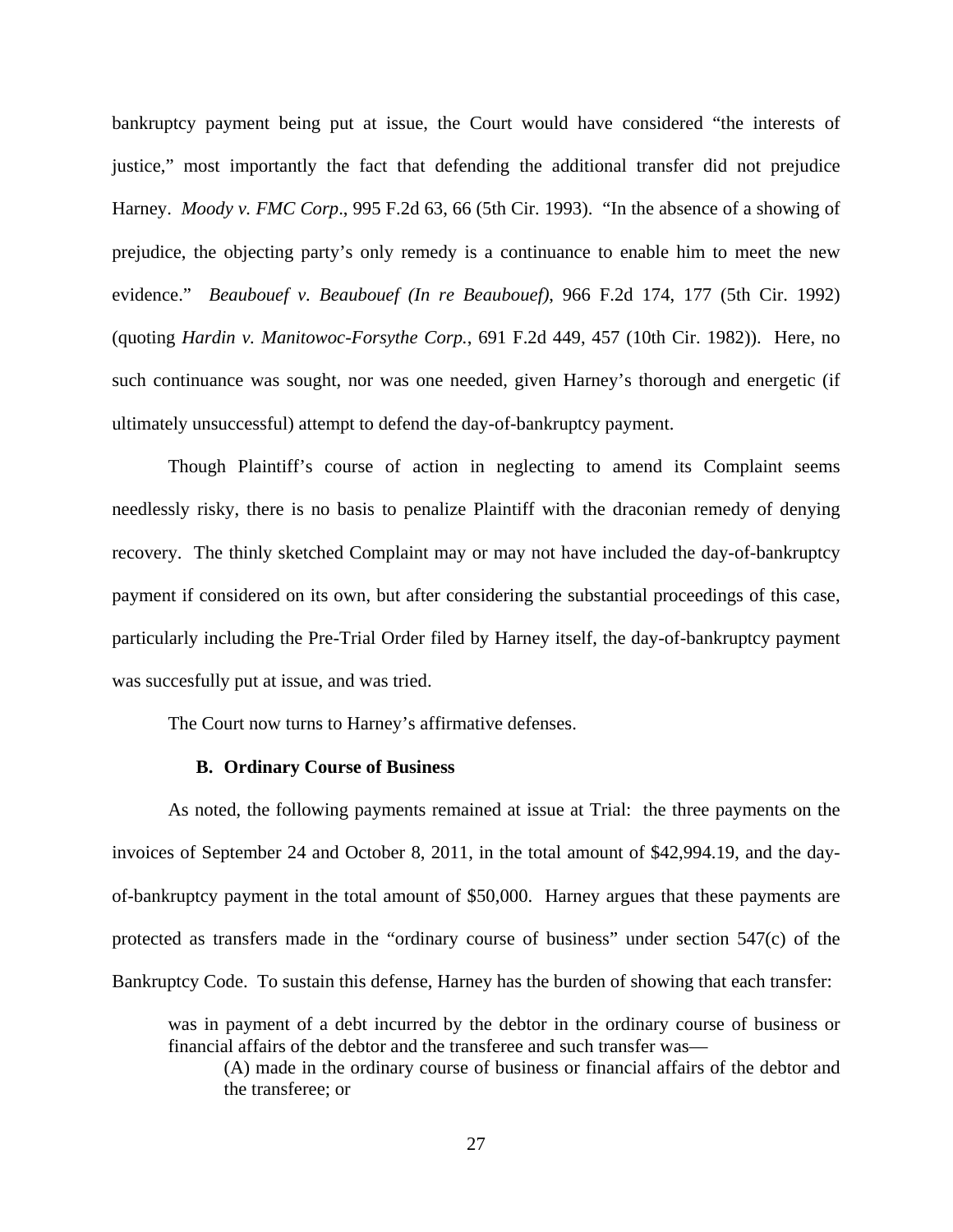bankruptcy payment being put at issue, the Court would have considered "the interests of justice," most importantly the fact that defending the additional transfer did not prejudice Harney. *Moody v. FMC Corp*., 995 F.2d 63, 66 (5th Cir. 1993). "In the absence of a showing of prejudice, the objecting party's only remedy is a continuance to enable him to meet the new evidence." *Beaubouef v. Beaubouef (In re Beaubouef)*, 966 F.2d 174, 177 (5th Cir. 1992) (quoting *Hardin v. Manitowoc-Forsythe Corp.*, 691 F.2d 449, 457 (10th Cir. 1982)). Here, no such continuance was sought, nor was one needed, given Harney's thorough and energetic (if ultimately unsuccessful) attempt to defend the day-of-bankruptcy payment.

Though Plaintiff's course of action in neglecting to amend its Complaint seems needlessly risky, there is no basis to penalize Plaintiff with the draconian remedy of denying recovery. The thinly sketched Complaint may or may not have included the day-of-bankruptcy payment if considered on its own, but after considering the substantial proceedings of this case, particularly including the Pre-Trial Order filed by Harney itself, the day-of-bankruptcy payment was succesfully put at issue, and was tried.

The Court now turns to Harney's affirmative defenses.

### B. Ordinary Course of Business

As noted, the following payments remained at issue at Trial: the three payments on the invoices of September 24 and October 8, 2011, in the total amount of $42,994.19, and the day-of-bankruptcy payment in the total amount of $50,000. Harney argues that these payments are protected as transfers made in the "ordinary course of business" under section 547(c) of the Bankruptcy Code. To sustain this defense, Harney has the burden of showing that each transfer:

> was in payment of a debt incurred by the debtor in the ordinary course of business or financial affairs of the debtor and the transferee and such transfer was—
>
> (A) made in the ordinary course of business or financial affairs of the debtor and the transferee; or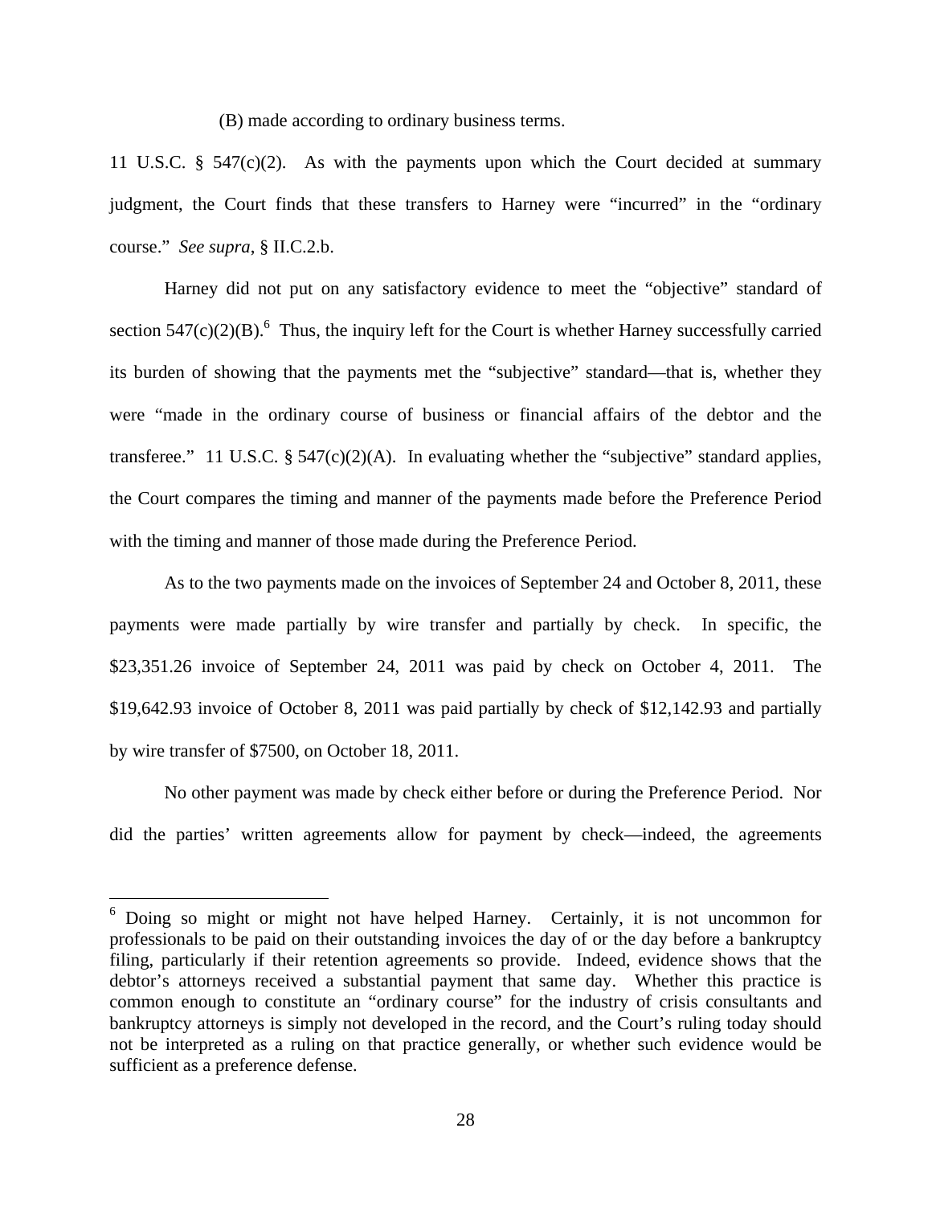(B) made according to ordinary business terms.

11 U.S.C. § 547(c)(2). As with the payments upon which the Court decided at summary judgment, the Court finds that these transfers to Harney were "incurred" in the "ordinary course." *See supra*, § II.C.2.b.

Harney did not put on any satisfactory evidence to meet the "objective" standard of section 547(c)(2)(B).[6] Thus, the inquiry left for the Court is whether Harney successfully carried its burden of showing that the payments met the "subjective" standard—that is, whether they were "made in the ordinary course of business or financial affairs of the debtor and the transferee." 11 U.S.C. § 547(c)(2)(A). In evaluating whether the "subjective" standard applies, the Court compares the timing and manner of the payments made before the Preference Period with the timing and manner of those made during the Preference Period.

As to the two payments made on the invoices of September 24 and October 8, 2011, these payments were made partially by wire transfer and partially by check. In specific, the $23,351.26 invoice of September 24, 2011 was paid by check on October 4, 2011. The $19,642.93 invoice of October 8, 2011 was paid partially by check of $12,142.93 and partially by wire transfer of $7500, on October 18, 2011.

No other payment was made by check either before or during the Preference Period. Nor did the parties' written agreements allow for payment by check—indeed, the agreements

---

[6] Doing so might or might not have helped Harney. Certainly, it is not uncommon for professionals to be paid on their outstanding invoices the day of or the day before a bankruptcy filing, particularly if their retention agreements so provide. Indeed, evidence shows that the debtor's attorneys received a substantial payment that same day. Whether this practice is common enough to constitute an "ordinary course" for the industry of crisis consultants and bankruptcy attorneys is simply not developed in the record, and the Court's ruling today should not be interpreted as a ruling on that practice generally, or whether such evidence would be sufficient as a preference defense.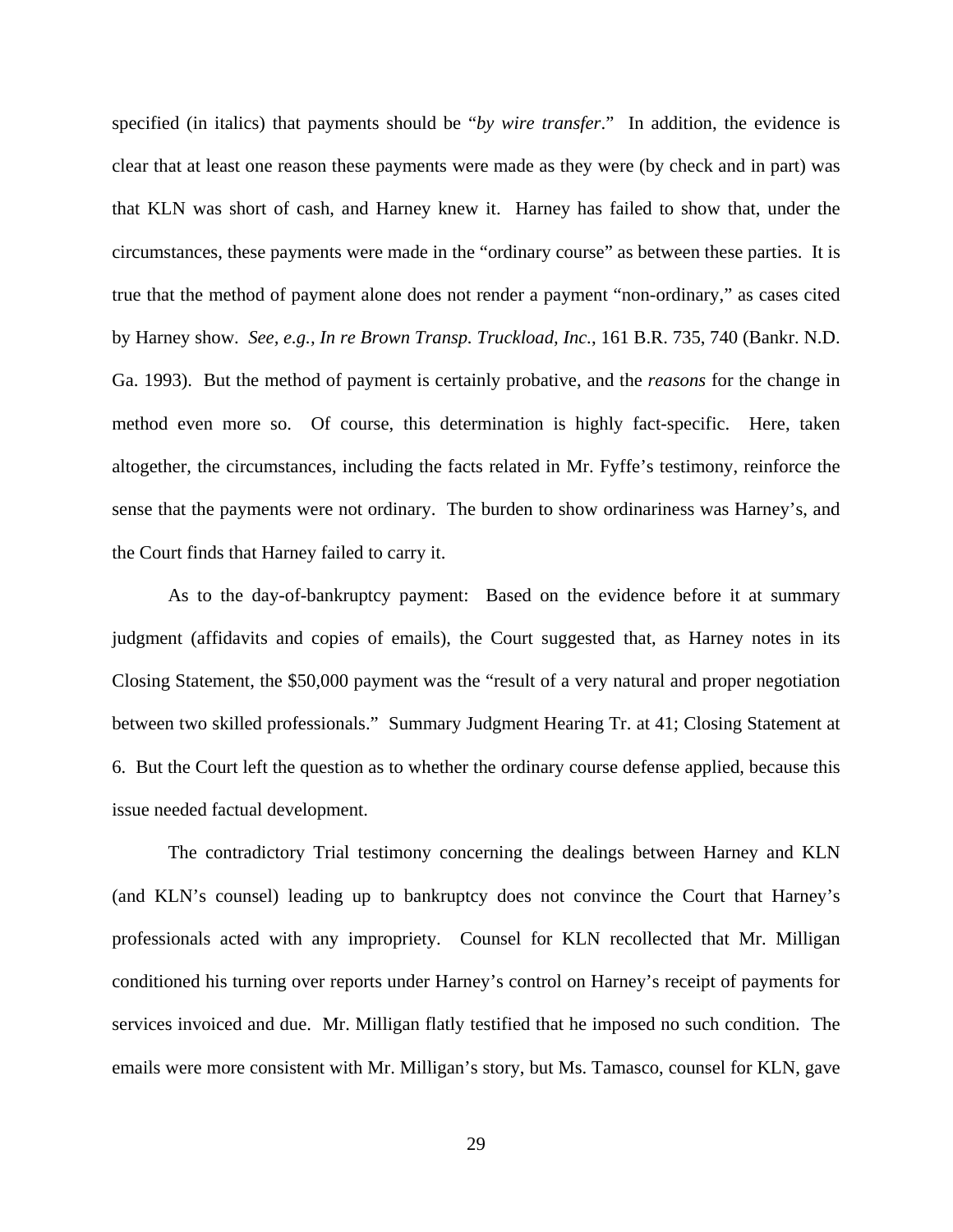specified (in italics) that payments should be "*by wire transfer*." In addition, the evidence is clear that at least one reason these payments were made as they were (by check and in part) was that KLN was short of cash, and Harney knew it. Harney has failed to show that, under the circumstances, these payments were made in the "ordinary course" as between these parties. It is true that the method of payment alone does not render a payment "non-ordinary," as cases cited by Harney show. *See, e.g.*, *In re Brown Transp. Truckload, Inc.*, 161 B.R. 735, 740 (Bankr. N.D. Ga. 1993). But the method of payment is certainly probative, and the *reasons* for the change in method even more so. Of course, this determination is highly fact-specific. Here, taken altogether, the circumstances, including the facts related in Mr. Fyffe's testimony, reinforce the sense that the payments were not ordinary. The burden to show ordinariness was Harney's, and the Court finds that Harney failed to carry it.

As to the day-of-bankruptcy payment: Based on the evidence before it at summary judgment (affidavits and copies of emails), the Court suggested that, as Harney notes in its Closing Statement, the $50,000 payment was the "result of a very natural and proper negotiation between two skilled professionals." Summary Judgment Hearing Tr. at 41; Closing Statement at 6. But the Court left the question as to whether the ordinary course defense applied, because this issue needed factual development.

The contradictory Trial testimony concerning the dealings between Harney and KLN (and KLN's counsel) leading up to bankruptcy does not convince the Court that Harney's professionals acted with any impropriety. Counsel for KLN recollected that Mr. Milligan conditioned his turning over reports under Harney's control on Harney's receipt of payments for services invoiced and due. Mr. Milligan flatly testified that he imposed no such condition. The emails were more consistent with Mr. Milligan's story, but Ms. Tamasco, counsel for KLN, gave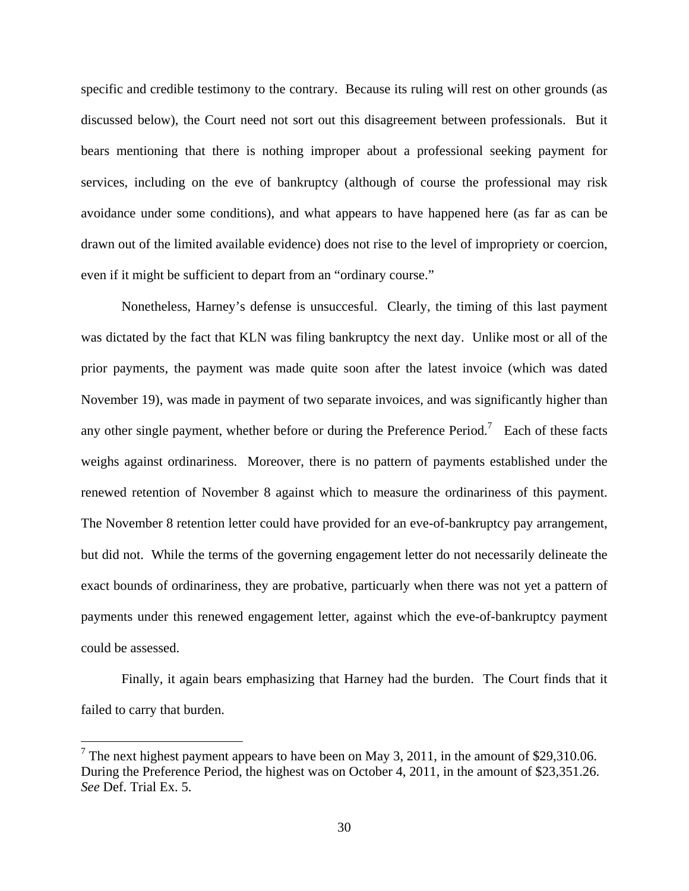specific and credible testimony to the contrary. Because its ruling will rest on other grounds (as discussed below), the Court need not sort out this disagreement between professionals. But it bears mentioning that there is nothing improper about a professional seeking payment for services, including on the eve of bankruptcy (although of course the professional may risk avoidance under some conditions), and what appears to have happened here (as far as can be drawn out of the limited available evidence) does not rise to the level of impropriety or coercion, even if it might be sufficient to depart from an "ordinary course."

Nonetheless, Harney's defense is unsuccesful. Clearly, the timing of this last payment was dictated by the fact that KLN was filing bankruptcy the next day. Unlike most or all of the prior payments, the payment was made quite soon after the latest invoice (which was dated November 19), was made in payment of two separate invoices, and was significantly higher than any other single payment, whether before or during the Preference Period.[7] Each of these facts weighs against ordinariness. Moreover, there is no pattern of payments established under the renewed retention of November 8 against which to measure the ordinariness of this payment. The November 8 retention letter could have provided for an eve-of-bankruptcy pay arrangement, but did not. While the terms of the governing engagement letter do not necessarily delineate the exact bounds of ordinariness, they are probative, particuarly when there was not yet a pattern of payments under this renewed engagement letter, against which the eve-of-bankruptcy payment could be assessed.

Finally, it again bears emphasizing that Harney had the burden. The Court finds that it failed to carry that burden.

---

[7] The next highest payment appears to have been on May 3, 2011, in the amount of $29,310.06. During the Preference Period, the highest was on October 4, 2011, in the amount of $23,351.26. *See* Def. Trial Ex. 5.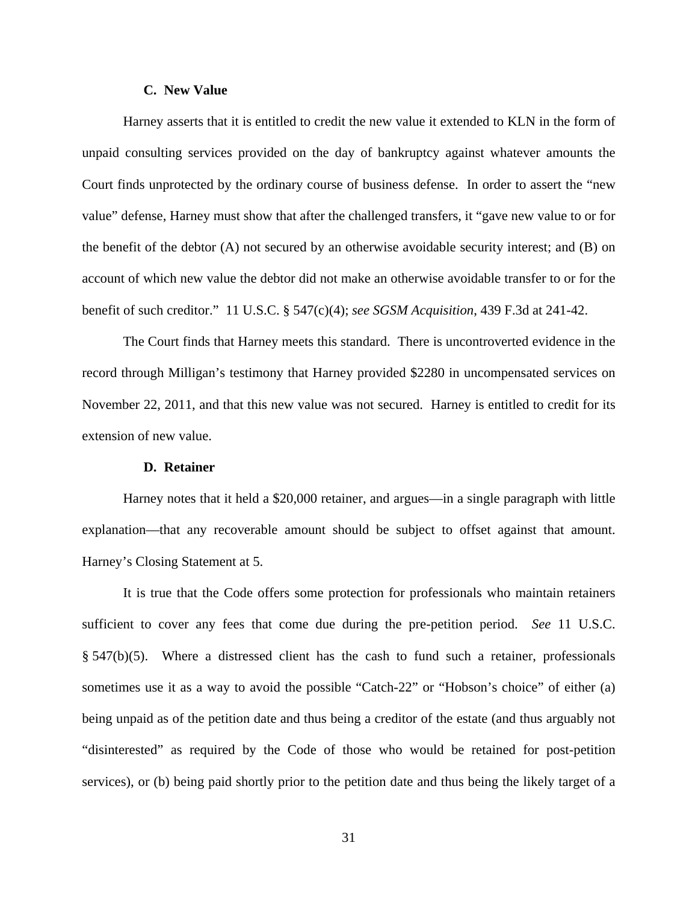### C. New Value

Harney asserts that it is entitled to credit the new value it extended to KLN in the form of unpaid consulting services provided on the day of bankruptcy against whatever amounts the Court finds unprotected by the ordinary course of business defense. In order to assert the "new value" defense, Harney must show that after the challenged transfers, it "gave new value to or for the benefit of the debtor (A) not secured by an otherwise avoidable security interest; and (B) on account of which new value the debtor did not make an otherwise avoidable transfer to or for the benefit of such creditor." 11 U.S.C. § 547(c)(4); *see SGSM Acquisition*, 439 F.3d at 241-42.

The Court finds that Harney meets this standard. There is uncontroverted evidence in the record through Milligan's testimony that Harney provided $2280 in uncompensated services on November 22, 2011, and that this new value was not secured. Harney is entitled to credit for its extension of new value.

### D. Retainer

Harney notes that it held a $20,000 retainer, and argues—in a single paragraph with little explanation—that any recoverable amount should be subject to offset against that amount. Harney's Closing Statement at 5.

It is true that the Code offers some protection for professionals who maintain retainers sufficient to cover any fees that come due during the pre-petition period. *See* 11 U.S.C. § 547(b)(5). Where a distressed client has the cash to fund such a retainer, professionals sometimes use it as a way to avoid the possible "Catch-22" or "Hobson's choice" of either (a) being unpaid as of the petition date and thus being a creditor of the estate (and thus arguably not "disinterested" as required by the Code of those who would be retained for post-petition services), or (b) being paid shortly prior to the petition date and thus being the likely target of a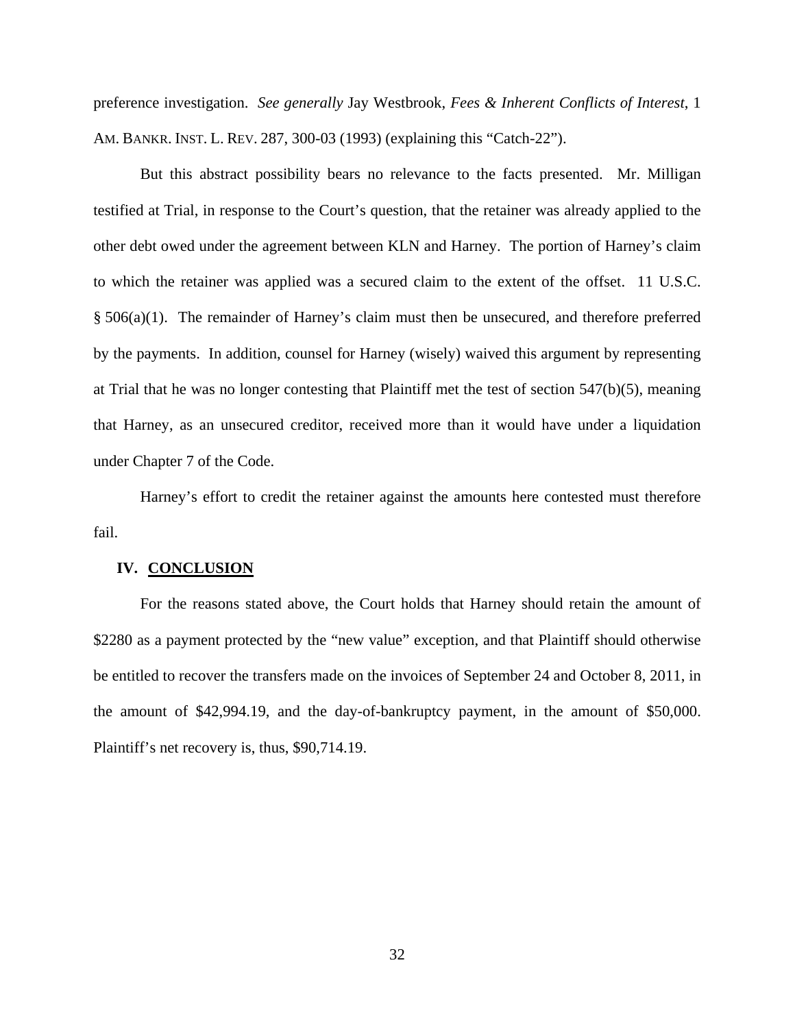preference investigation. *See generally* Jay Westbrook, *Fees & Inherent Conflicts of Interest*, 1 AM. BANKR. INST. L. REV. 287, 300-03 (1993) (explaining this "Catch-22").

But this abstract possibility bears no relevance to the facts presented. Mr. Milligan testified at Trial, in response to the Court's question, that the retainer was already applied to the other debt owed under the agreement between KLN and Harney. The portion of Harney's claim to which the retainer was applied was a secured claim to the extent of the offset. 11 U.S.C. § 506(a)(1). The remainder of Harney's claim must then be unsecured, and therefore preferred by the payments. In addition, counsel for Harney (wisely) waived this argument by representing at Trial that he was no longer contesting that Plaintiff met the test of section 547(b)(5), meaning that Harney, as an unsecured creditor, received more than it would have under a liquidation under Chapter 7 of the Code.

Harney's effort to credit the retainer against the amounts here contested must therefore fail.

## IV. CONCLUSION

For the reasons stated above, the Court holds that Harney should retain the amount of $2280 as a payment protected by the "new value" exception, and that Plaintiff should otherwise be entitled to recover the transfers made on the invoices of September 24 and October 8, 2011, in the amount of $42,994.19, and the day-of-bankruptcy payment, in the amount of $50,000. Plaintiff's net recovery is, thus, $90,714.19.